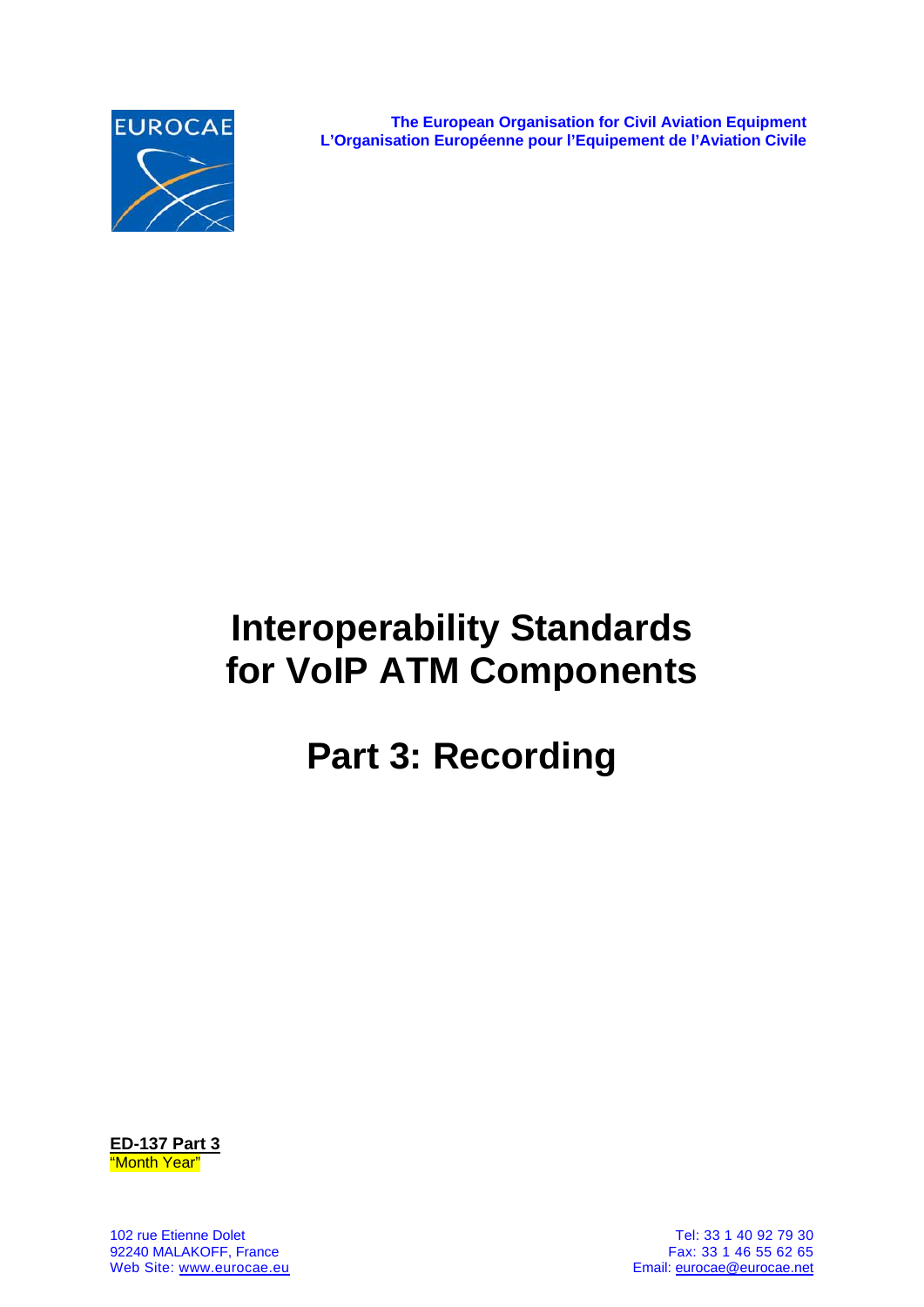EUROCAE

**The European Organisation for Civil Aviation Equipment**
**L'Organisation Européenne pour l'Equipement de l'Aviation Civile**

# Interoperability Standards for VoIP ATM Components

# Part 3: Recording

**ED-137 Part 3**
"Month Year"

102 rue Etienne Dolet
92240 MALAKOFF, France
Web Site: www.eurocae.eu

Tel: 33 1 40 92 79 30
Fax: 33 1 46 55 62 65
Email: eurocae@eurocae.net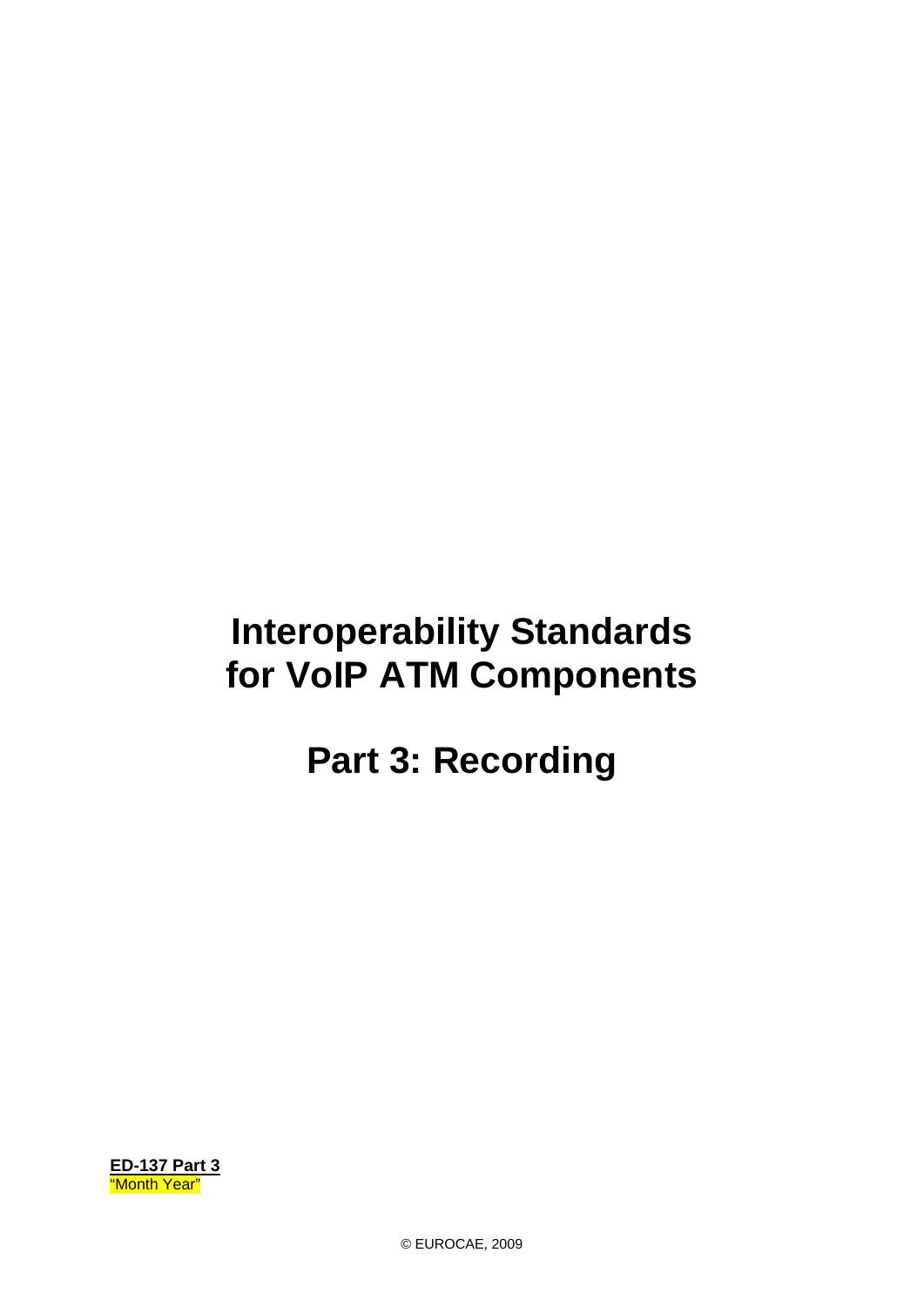# Interoperability Standards for VoIP ATM Components

# Part 3: Recording

**ED-137 Part 3**
"Month Year"

© EUROCAE, 2009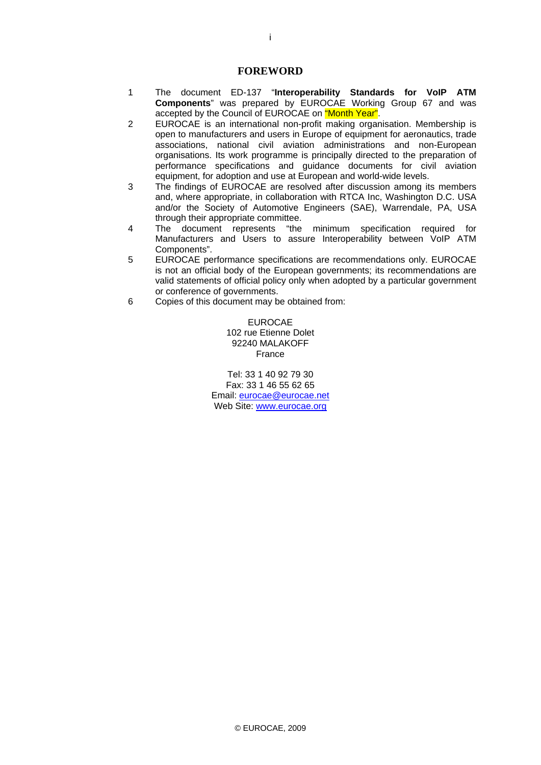# FOREWORD

1. The document ED-137 "**Interoperability Standards for VoIP ATM Components**" was prepared by EUROCAE Working Group 67 and was accepted by the Council of EUROCAE on "Month Year".
2. EUROCAE is an international non-profit making organisation. Membership is open to manufacturers and users in Europe of equipment for aeronautics, trade associations, national civil aviation administrations and non-European organisations. Its work programme is principally directed to the preparation of performance specifications and guidance documents for civil aviation equipment, for adoption and use at European and world-wide levels.
3. The findings of EUROCAE are resolved after discussion among its members and, where appropriate, in collaboration with RTCA Inc, Washington D.C. USA and/or the Society of Automotive Engineers (SAE), Warrendale, PA, USA through their appropriate committee.
4. The document represents "the minimum specification required for Manufacturers and Users to assure Interoperability between VoIP ATM Components".
5. EUROCAE performance specifications are recommendations only. EUROCAE is not an official body of the European governments; its recommendations are valid statements of official policy only when adopted by a particular government or conference of governments.
6. Copies of this document may be obtained from:

EUROCAE
102 rue Etienne Dolet
92240 MALAKOFF
France

Tel: 33 1 40 92 79 30
Fax: 33 1 46 55 62 65
Email: eurocae@eurocae.net
Web Site: www.eurocae.org

© EUROCAE, 2009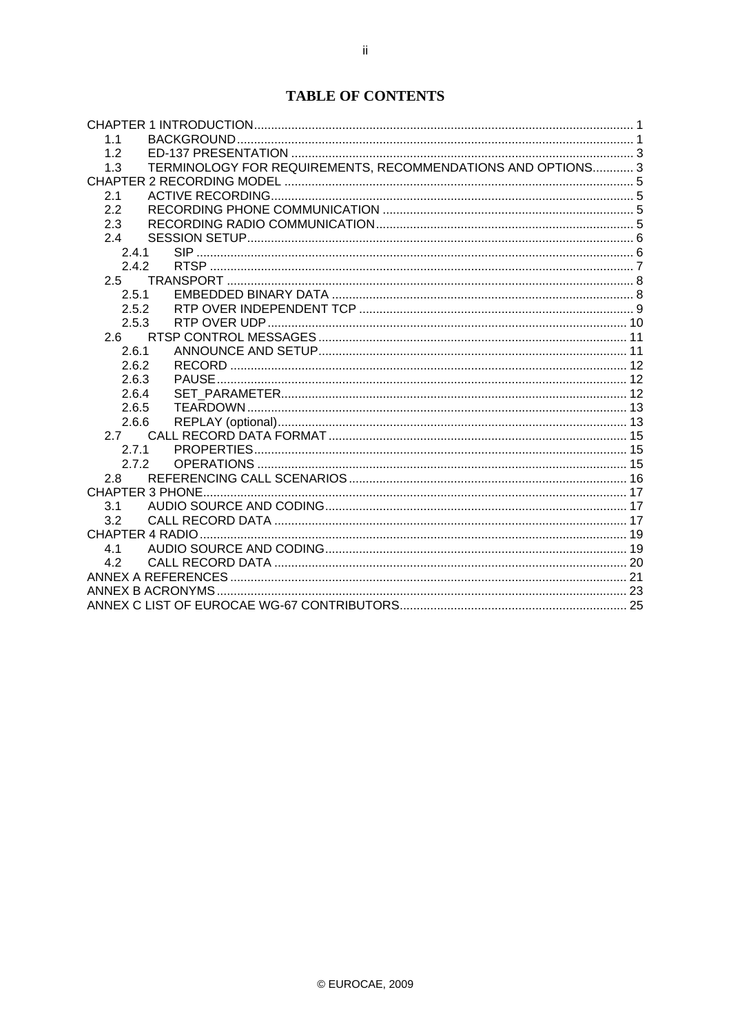# TABLE OF CONTENTS

| | | |
|---|---|---|
| CHAPTER 1 INTRODUCTION | | 1 |
| 1.1 | BACKGROUND | 1 |
| 1.2 | ED-137 PRESENTATION | 3 |
| 1.3 | TERMINOLOGY FOR REQUIREMENTS, RECOMMENDATIONS AND OPTIONS | 3 |
| CHAPTER 2 RECORDING MODEL | | 5 |
| 2.1 | ACTIVE RECORDING | 5 |
| 2.2 | RECORDING PHONE COMMUNICATION | 5 |
| 2.3 | RECORDING RADIO COMMUNICATION | 5 |
| 2.4 | SESSION SETUP | 6 |
| 2.4.1 | SIP | 6 |
| 2.4.2 | RTSP | 7 |
| 2.5 | TRANSPORT | 8 |
| 2.5.1 | EMBEDDED BINARY DATA | 8 |
| 2.5.2 | RTP OVER INDEPENDENT TCP | 9 |
| 2.5.3 | RTP OVER UDP | 10 |
| 2.6 | RTSP CONTROL MESSAGES | 11 |
| 2.6.1 | ANNOUNCE AND SETUP | 11 |
| 2.6.2 | RECORD | 12 |
| 2.6.3 | PAUSE | 12 |
| 2.6.4 | SET_PARAMETER | 12 |
| 2.6.5 | TEARDOWN | 13 |
| 2.6.6 | REPLAY (optional) | 13 |
| 2.7 | CALL RECORD DATA FORMAT | 15 |
| 2.7.1 | PROPERTIES | 15 |
| 2.7.2 | OPERATIONS | 15 |
| 2.8 | REFERENCING CALL SCENARIOS | 16 |
| CHAPTER 3 PHONE | | 17 |
| 3.1 | AUDIO SOURCE AND CODING | 17 |
| 3.2 | CALL RECORD DATA | 17 |
| CHAPTER 4 RADIO | | 19 |
| 4.1 | AUDIO SOURCE AND CODING | 19 |
| 4.2 | CALL RECORD DATA | 20 |
| ANNEX A REFERENCES | | 21 |
| ANNEX B ACRONYMS | | 23 |
| ANNEX C LIST OF EUROCAE WG-67 CONTRIBUTORS | | 25 |

© EUROCAE, 2009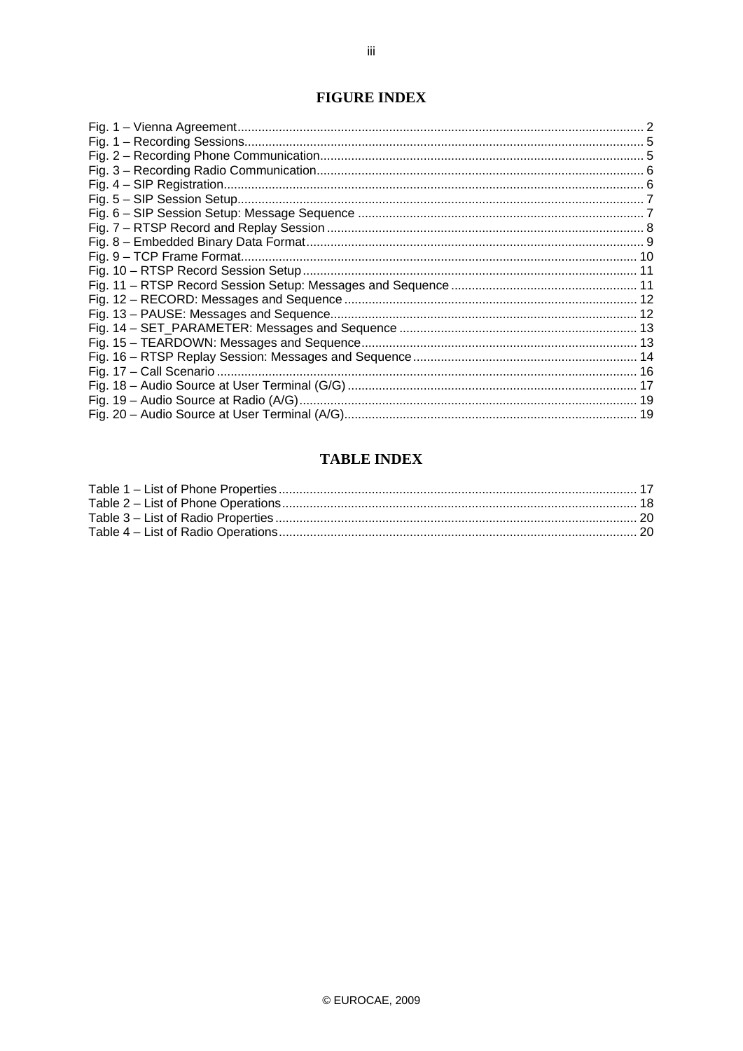## FIGURE INDEX

Fig. 1 – Vienna Agreement.................................................................................................... 2
Fig. 1 – Recording Sessions.................................................................................................. 5
Fig. 2 – Recording Phone Communication............................................................................ 5
Fig. 3 – Recording Radio Communication.............................................................................. 6
Fig. 4 – SIP Registration........................................................................................................ 6
Fig. 5 – SIP Session Setup.................................................................................................... 7
Fig. 6 – SIP Session Setup: Message Sequence .................................................................. 7
Fig. 7 – RTSP Record and Replay Session ........................................................................... 8
Fig. 8 – Embedded Binary Data Format................................................................................. 9
Fig. 9 – TCP Frame Format.................................................................................................. 10
Fig. 10 – RTSP Record Session Setup ................................................................................ 11
Fig. 11 – RTSP Record Session Setup: Messages and Sequence ...................................... 11
Fig. 12 – RECORD: Messages and Sequence .................................................................... 12
Fig. 13 – PAUSE: Messages and Sequence......................................................................... 12
Fig. 14 – SET_PARAMETER: Messages and Sequence ..................................................... 13
Fig. 15 – TEARDOWN: Messages and Sequence............................................................... 13
Fig. 16 – RTSP Replay Session: Messages and Sequence................................................. 14
Fig. 17 – Call Scenario ........................................................................................................ 16
Fig. 18 – Audio Source at User Terminal (G/G) ................................................................... 17
Fig. 19 – Audio Source at Radio (A/G)................................................................................. 19
Fig. 20 – Audio Source at User Terminal (A/G).................................................................... 19

## TABLE INDEX

Table 1 – List of Phone Properties....................................................................................... 17
Table 2 – List of Phone Operations...................................................................................... 18
Table 3 – List of Radio Properties........................................................................................ 20
Table 4 – List of Radio Operations....................................................................................... 20

© EUROCAE, 2009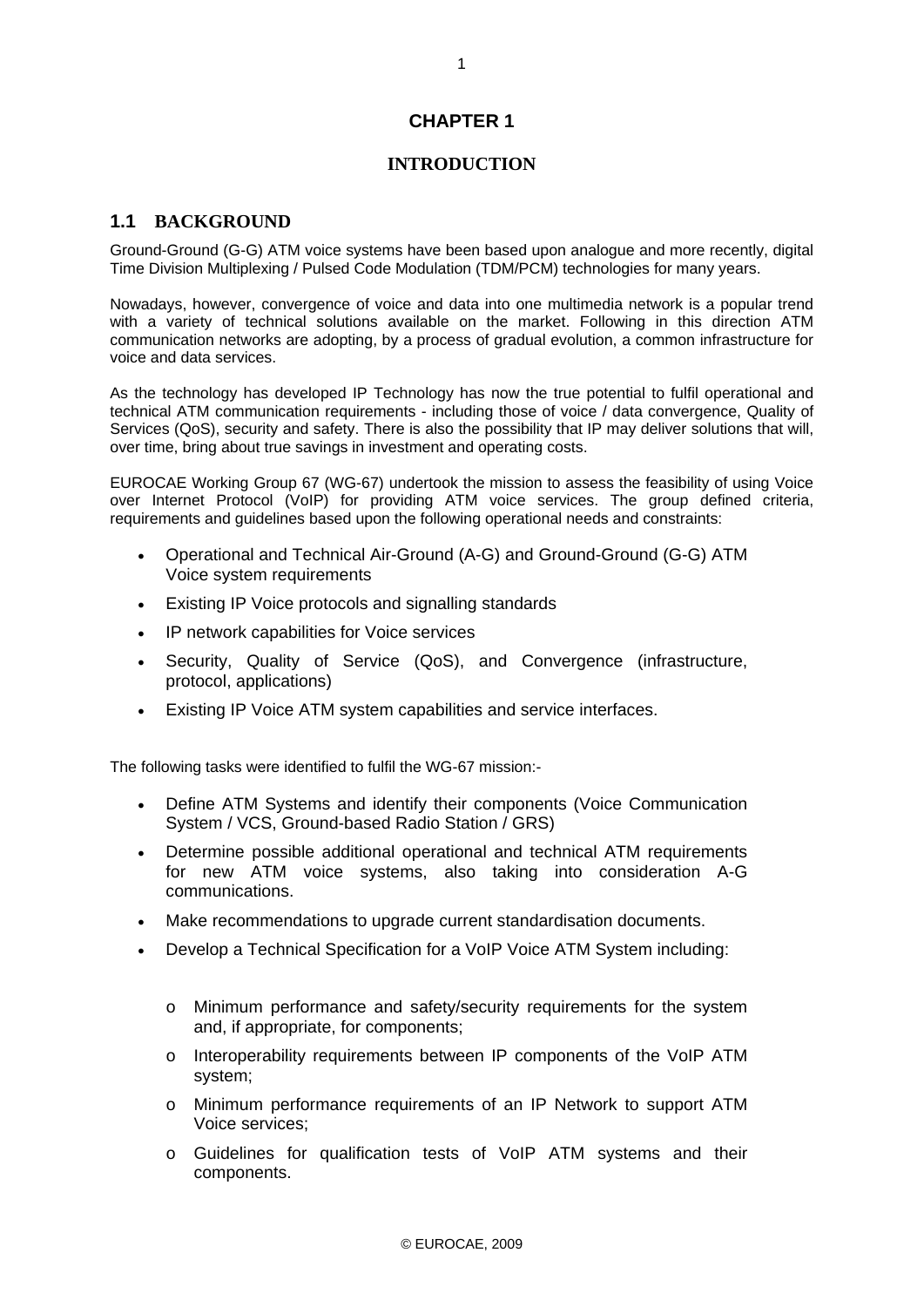# CHAPTER 1

## INTRODUCTION

### 1.1 BACKGROUND

Ground-Ground (G-G) ATM voice systems have been based upon analogue and more recently, digital Time Division Multiplexing / Pulsed Code Modulation (TDM/PCM) technologies for many years.

Nowadays, however, convergence of voice and data into one multimedia network is a popular trend with a variety of technical solutions available on the market. Following in this direction ATM communication networks are adopting, by a process of gradual evolution, a common infrastructure for voice and data services.

As the technology has developed IP Technology has now the true potential to fulfil operational and technical ATM communication requirements - including those of voice / data convergence, Quality of Services (QoS), security and safety. There is also the possibility that IP may deliver solutions that will, over time, bring about true savings in investment and operating costs.

EUROCAE Working Group 67 (WG-67) undertook the mission to assess the feasibility of using Voice over Internet Protocol (VoIP) for providing ATM voice services. The group defined criteria, requirements and guidelines based upon the following operational needs and constraints:

- Operational and Technical Air-Ground (A-G) and Ground-Ground (G-G) ATM Voice system requirements
- Existing IP Voice protocols and signalling standards
- IP network capabilities for Voice services
- Security, Quality of Service (QoS), and Convergence (infrastructure, protocol, applications)
- Existing IP Voice ATM system capabilities and service interfaces.

The following tasks were identified to fulfil the WG-67 mission:-

- Define ATM Systems and identify their components (Voice Communication System / VCS, Ground-based Radio Station / GRS)
- Determine possible additional operational and technical ATM requirements for new ATM voice systems, also taking into consideration A-G communications.
- Make recommendations to upgrade current standardisation documents.
- Develop a Technical Specification for a VoIP Voice ATM System including:
    - Minimum performance and safety/security requirements for the system and, if appropriate, for components;
    - Interoperability requirements between IP components of the VoIP ATM system;
    - Minimum performance requirements of an IP Network to support ATM Voice services;
    - Guidelines for qualification tests of VoIP ATM systems and their components.

© EUROCAE, 2009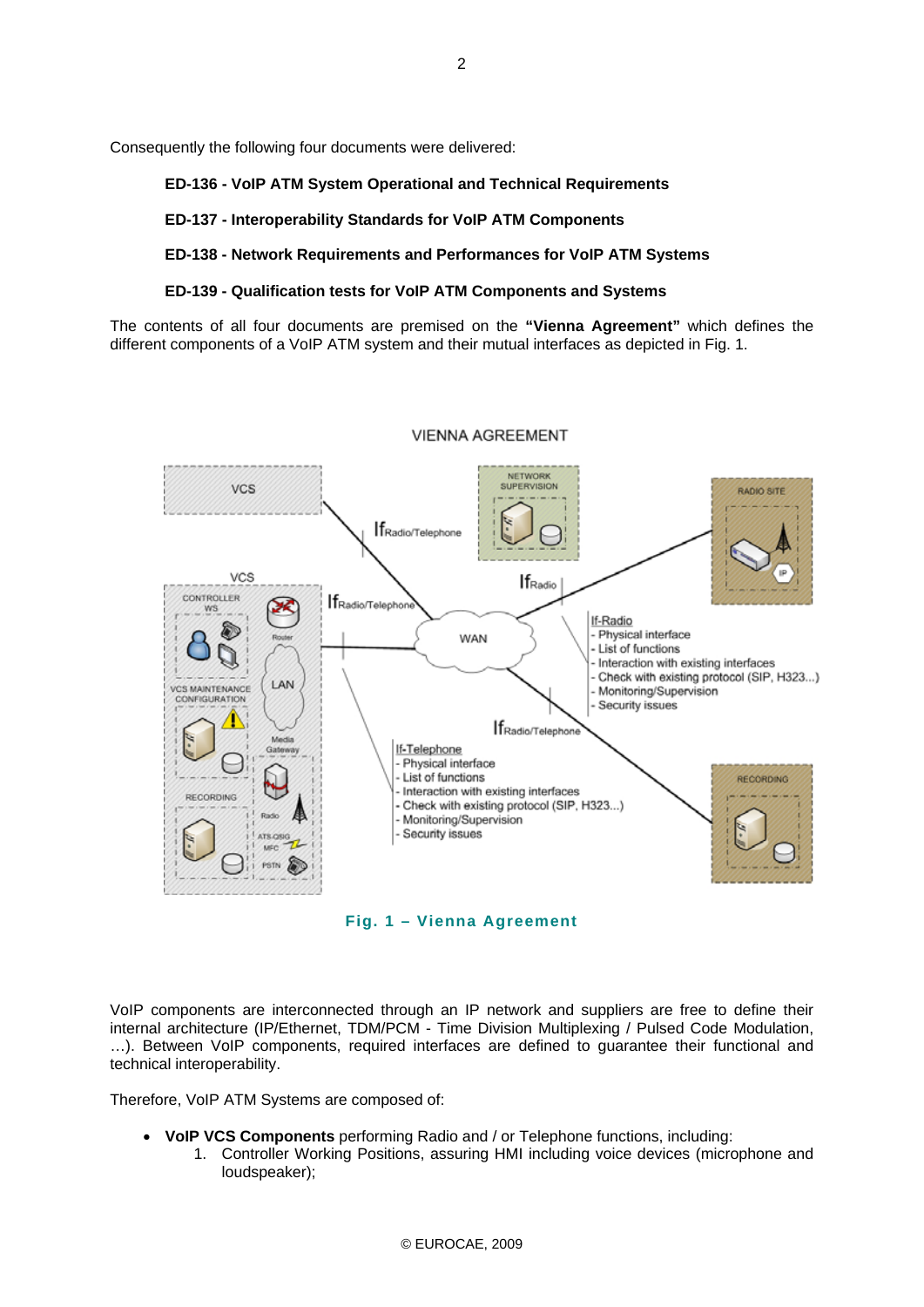Consequently the following four documents were delivered:

**ED-136 - VoIP ATM System Operational and Technical Requirements**

**ED-137 - Interoperability Standards for VoIP ATM Components**

**ED-138 - Network Requirements and Performances for VoIP ATM Systems**

**ED-139 - Qualification tests for VoIP ATM Components and Systems**

The contents of all four documents are premised on the **"Vienna Agreement"** which defines the different components of a VoIP ATM system and their mutual interfaces as depicted in Fig. 1.

**Fig. 1 – Vienna Agreement**

VoIP components are interconnected through an IP network and suppliers are free to define their internal architecture (IP/Ethernet, TDM/PCM - Time Division Multiplexing / Pulsed Code Modulation, …). Between VoIP components, required interfaces are defined to guarantee their functional and technical interoperability.

Therefore, VoIP ATM Systems are composed of:

- **VoIP VCS Components** performing Radio and / or Telephone functions, including:
  1. Controller Working Positions, assuring HMI including voice devices (microphone and loudspeaker);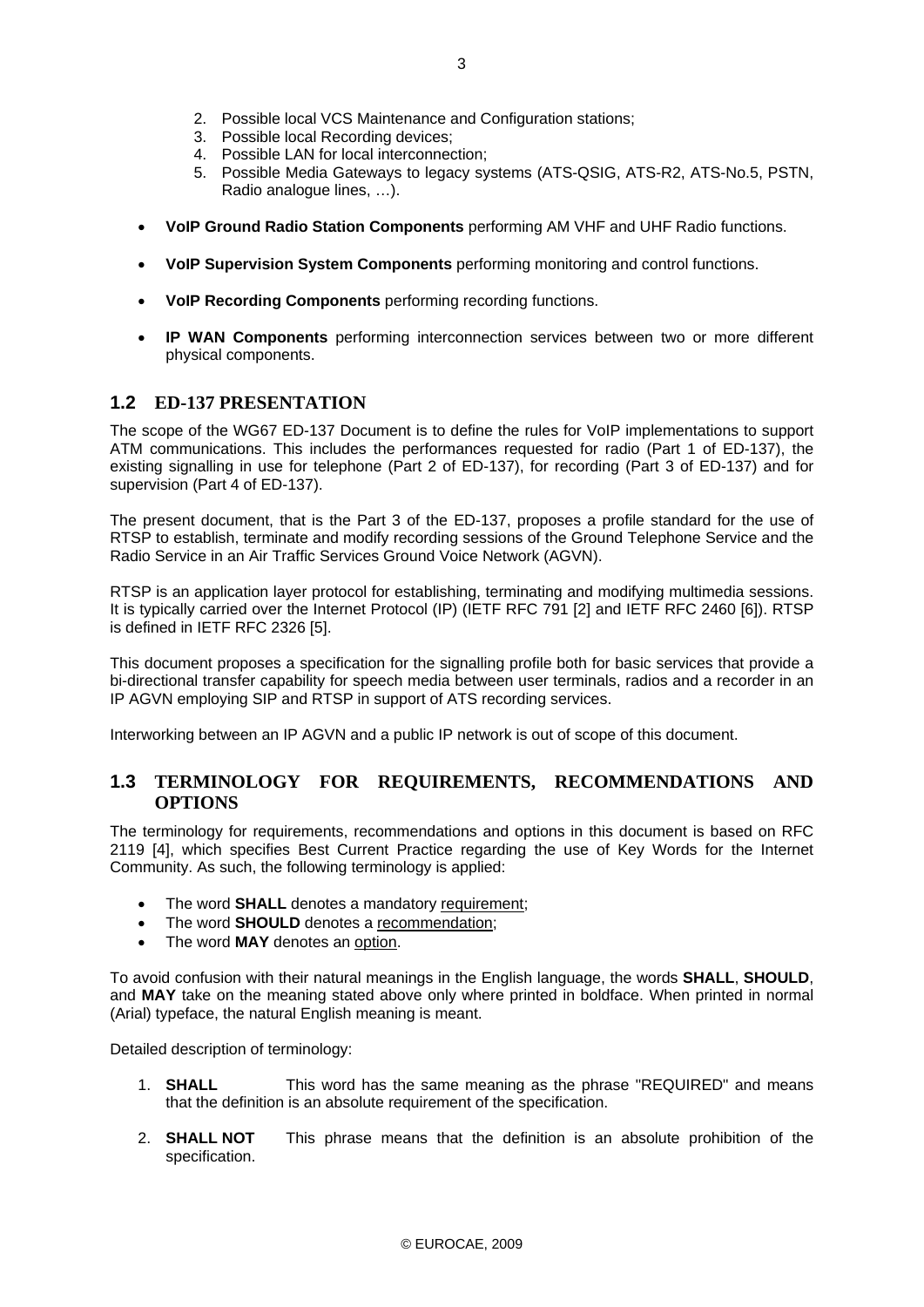2. Possible local VCS Maintenance and Configuration stations;
3. Possible local Recording devices;
4. Possible LAN for local interconnection;
5. Possible Media Gateways to legacy systems (ATS-QSIG, ATS-R2, ATS-No.5, PSTN, Radio analogue lines, …).

- **VoIP Ground Radio Station Components** performing AM VHF and UHF Radio functions.
- **VoIP Supervision System Components** performing monitoring and control functions.
- **VoIP Recording Components** performing recording functions.
- **IP WAN Components** performing interconnection services between two or more different physical components.

## 1.2 ED-137 PRESENTATION

The scope of the WG67 ED-137 Document is to define the rules for VoIP implementations to support ATM communications. This includes the performances requested for radio (Part 1 of ED-137), the existing signalling in use for telephone (Part 2 of ED-137), for recording (Part 3 of ED-137) and for supervision (Part 4 of ED-137).

The present document, that is the Part 3 of the ED-137, proposes a profile standard for the use of RTSP to establish, terminate and modify recording sessions of the Ground Telephone Service and the Radio Service in an Air Traffic Services Ground Voice Network (AGVN).

RTSP is an application layer protocol for establishing, terminating and modifying multimedia sessions. It is typically carried over the Internet Protocol (IP) (IETF RFC 791 [2] and IETF RFC 2460 [6]). RTSP is defined in IETF RFC 2326 [5].

This document proposes a specification for the signalling profile both for basic services that provide a bi-directional transfer capability for speech media between user terminals, radios and a recorder in an IP AGVN employing SIP and RTSP in support of ATS recording services.

Interworking between an IP AGVN and a public IP network is out of scope of this document.

## 1.3 TERMINOLOGY FOR REQUIREMENTS, RECOMMENDATIONS AND OPTIONS

The terminology for requirements, recommendations and options in this document is based on RFC 2119 [4], which specifies Best Current Practice regarding the use of Key Words for the Internet Community. As such, the following terminology is applied:

- The word **SHALL** denotes a mandatory requirement;
- The word **SHOULD** denotes a recommendation;
- The word **MAY** denotes an option.

To avoid confusion with their natural meanings in the English language, the words **SHALL**, **SHOULD**, and **MAY** take on the meaning stated above only where printed in boldface. When printed in normal (Arial) typeface, the natural English meaning is meant.

Detailed description of terminology:

1. **SHALL** This word has the same meaning as the phrase "REQUIRED" and means that the definition is an absolute requirement of the specification.
2. **SHALL NOT** This phrase means that the definition is an absolute prohibition of the specification.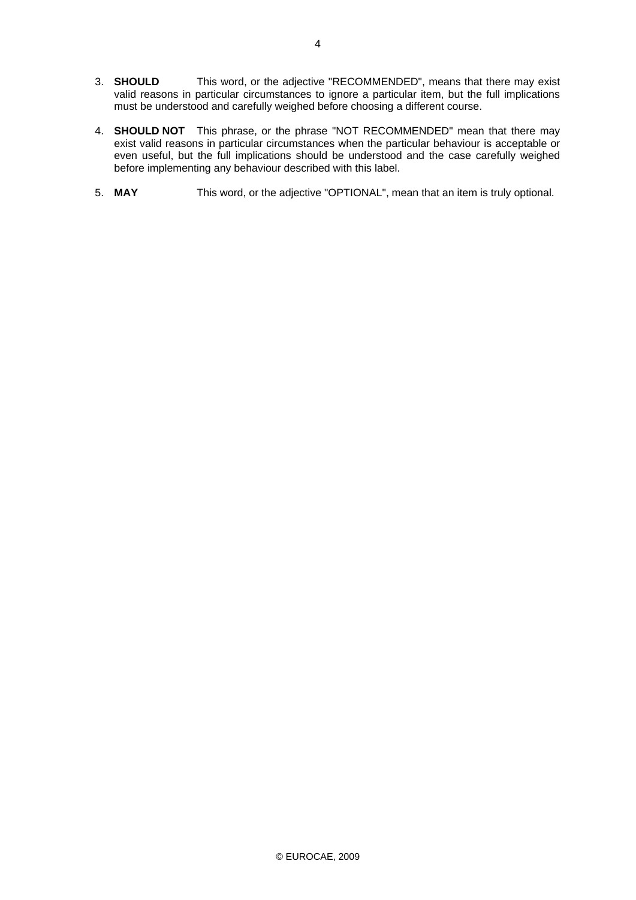3. **SHOULD** This word, or the adjective "RECOMMENDED", means that there may exist valid reasons in particular circumstances to ignore a particular item, but the full implications must be understood and carefully weighed before choosing a different course.

4. **SHOULD NOT** This phrase, or the phrase "NOT RECOMMENDED" mean that there may exist valid reasons in particular circumstances when the particular behaviour is acceptable or even useful, but the full implications should be understood and the case carefully weighed before implementing any behaviour described with this label.

5. **MAY** This word, or the adjective "OPTIONAL", mean that an item is truly optional.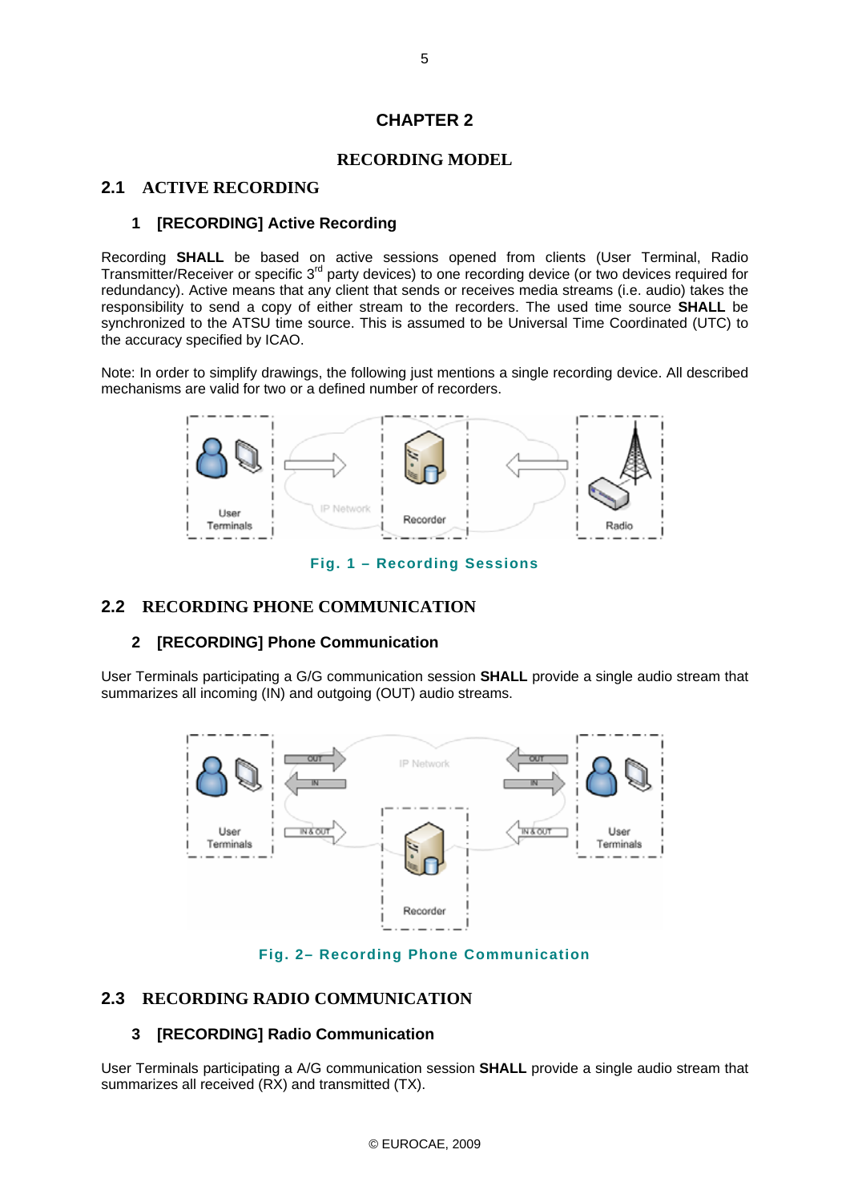# CHAPTER 2

## RECORDING MODEL

## 2.1 ACTIVE RECORDING

### 1 [RECORDING] Active Recording

Recording **SHALL** be based on active sessions opened from clients (User Terminal, Radio Transmitter/Receiver or specific 3[rd] party devices) to one recording device (or two devices required for redundancy). Active means that any client that sends or receives media streams (i.e. audio) takes the responsibility to send a copy of either stream to the recorders. The used time source **SHALL** be synchronized to the ATSU time source. This is assumed to be Universal Time Coordinated (UTC) to the accuracy specified by ICAO.

Note: In order to simplify drawings, the following just mentions a single recording device. All described mechanisms are valid for two or a defined number of recorders.

Fig. 1 – Recording Sessions

## 2.2 RECORDING PHONE COMMUNICATION

### 2 [RECORDING] Phone Communication

User Terminals participating a G/G communication session **SHALL** provide a single audio stream that summarizes all incoming (IN) and outgoing (OUT) audio streams.

Fig. 2– Recording Phone Communication

## 2.3 RECORDING RADIO COMMUNICATION

### 3 [RECORDING] Radio Communication

User Terminals participating a A/G communication session **SHALL** provide a single audio stream that summarizes all received (RX) and transmitted (TX).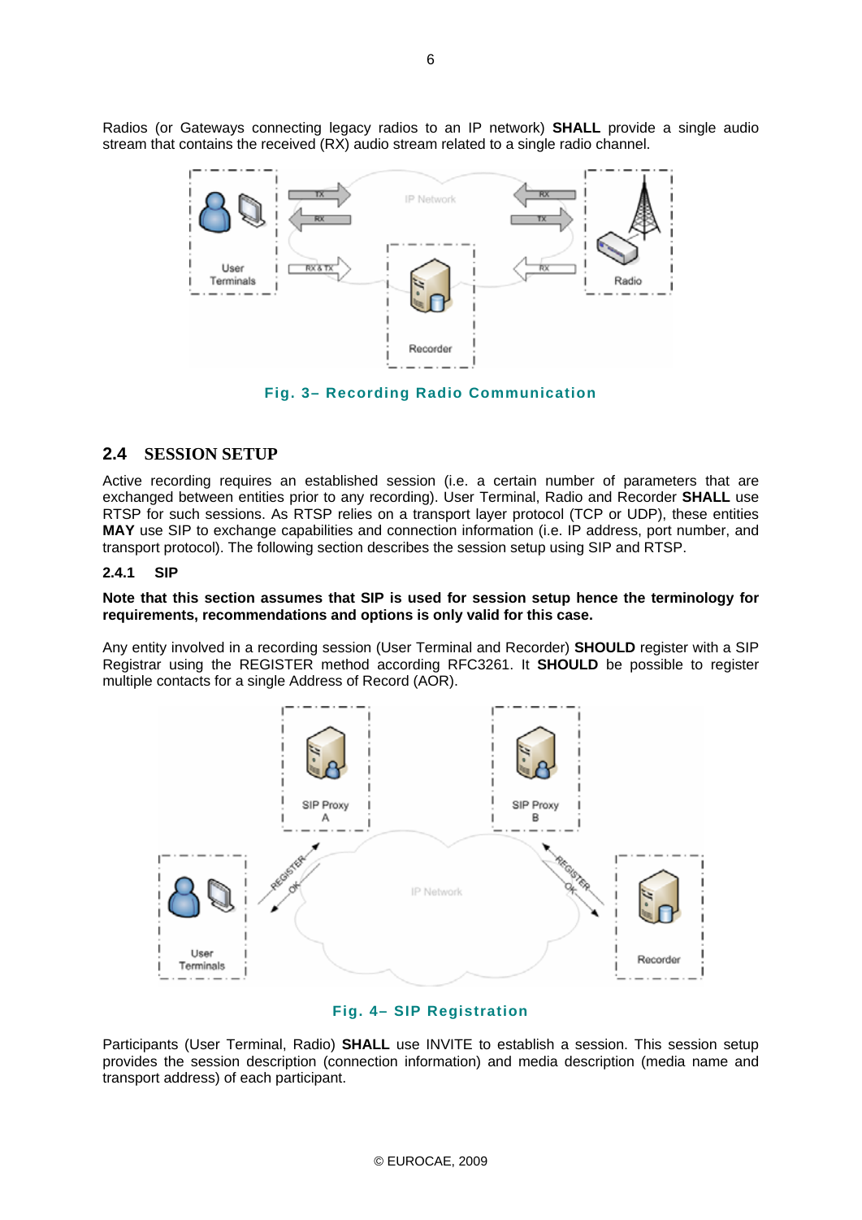Radios (or Gateways connecting legacy radios to an IP network) **SHALL** provide a single audio stream that contains the received (RX) audio stream related to a single radio channel.

**Fig. 3– Recording Radio Communication**

## 2.4 SESSION SETUP

Active recording requires an established session (i.e. a certain number of parameters that are exchanged between entities prior to any recording). User Terminal, Radio and Recorder **SHALL** use RTSP for such sessions. As RTSP relies on a transport layer protocol (TCP or UDP), these entities **MAY** use SIP to exchange capabilities and connection information (i.e. IP address, port number, and transport protocol). The following section describes the session setup using SIP and RTSP.

### 2.4.1 SIP

**Note that this section assumes that SIP is used for session setup hence the terminology for requirements, recommendations and options is only valid for this case.**

Any entity involved in a recording session (User Terminal and Recorder) **SHOULD** register with a SIP Registrar using the REGISTER method according RFC3261. It **SHOULD** be possible to register multiple contacts for a single Address of Record (AOR).

**Fig. 4– SIP Registration**

Participants (User Terminal, Radio) **SHALL** use INVITE to establish a session. This session setup provides the session description (connection information) and media description (media name and transport address) of each participant.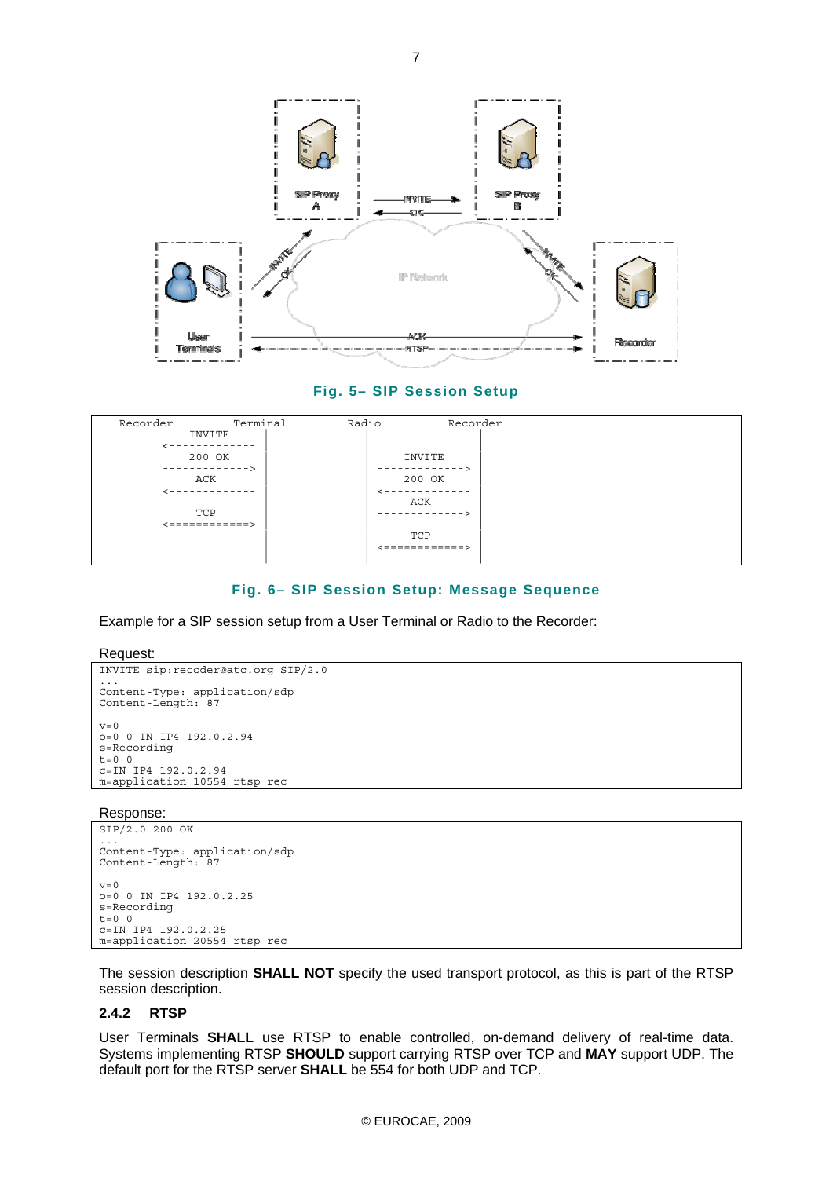**Fig. 5– SIP Session Setup**

```
Recorder          Terminal          Radio           Recorder
         INVITE
      <-------------
         200 OK                             INVITE
      ------------->                    ------------->
          ACK                               200 OK
      <-------------                    <-------------
                                             ACK
          TCP                           ------------->
      <============>
                                             TCP
                                        <============>
```

**Fig. 6– SIP Session Setup: Message Sequence**

Example for a SIP session setup from a User Terminal or Radio to the Recorder:

Request:

```
INVITE sip:recoder@atc.org SIP/2.0
...
Content-Type: application/sdp
Content-Length: 87

v=0
o=0 0 IN IP4 192.0.2.94
s=Recording
t=0 0
c=IN IP4 192.0.2.94
m=application 10554 rtsp rec
```

Response:

```
SIP/2.0 200 OK
...
Content-Type: application/sdp
Content-Length: 87

v=0
o=0 0 IN IP4 192.0.2.25
s=Recording
t=0 0
c=IN IP4 192.0.2.25
m=application 20554 rtsp rec
```

The session description **SHALL NOT** specify the used transport protocol, as this is part of the RTSP session description.

### 2.4.2 RTSP

User Terminals **SHALL** use RTSP to enable controlled, on-demand delivery of real-time data. Systems implementing RTSP **SHOULD** support carrying RTSP over TCP and **MAY** support UDP. The default port for the RTSP server **SHALL** be 554 for both UDP and TCP.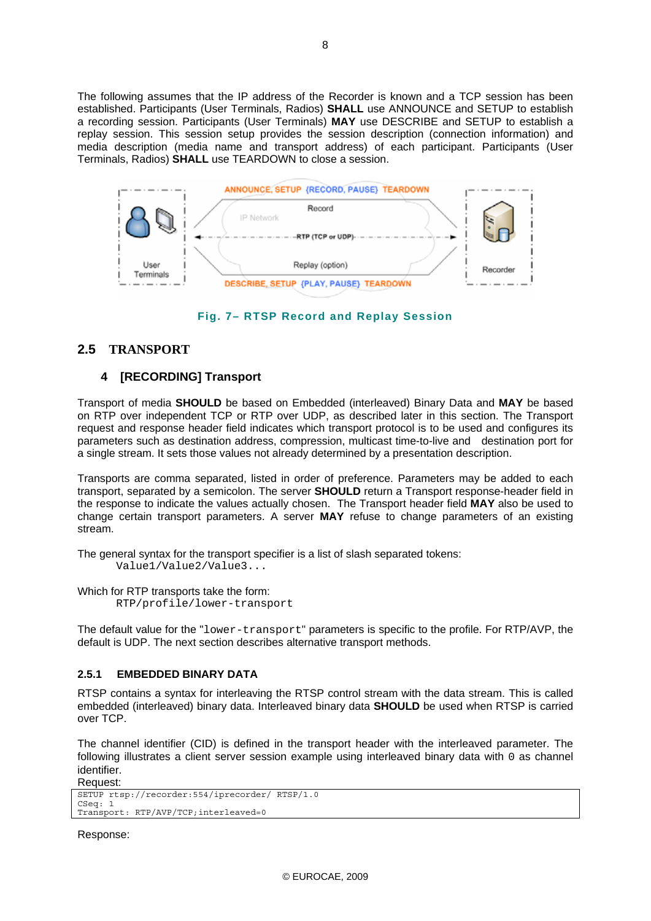The following assumes that the IP address of the Recorder is known and a TCP session has been established. Participants (User Terminals, Radios) **SHALL** use ANNOUNCE and SETUP to establish a recording session. Participants (User Terminals) **MAY** use DESCRIBE and SETUP to establish a replay session. This session setup provides the session description (connection information) and media description (media name and transport address) of each participant. Participants (User Terminals, Radios) **SHALL** use TEARDOWN to close a session.

Fig. 7– RTSP Record and Replay Session

## 2.5 TRANSPORT

### 4 [RECORDING] Transport

Transport of media **SHOULD** be based on Embedded (interleaved) Binary Data and **MAY** be based on RTP over independent TCP or RTP over UDP, as described later in this section. The Transport request and response header field indicates which transport protocol is to be used and configures its parameters such as destination address, compression, multicast time-to-live and destination port for a single stream. It sets those values not already determined by a presentation description.

Transports are comma separated, listed in order of preference. Parameters may be added to each transport, separated by a semicolon. The server **SHOULD** return a Transport response-header field in the response to indicate the values actually chosen. The Transport header field **MAY** also be used to change certain transport parameters. A server **MAY** refuse to change parameters of an existing stream.

The general syntax for the transport specifier is a list of slash separated tokens:

```
Value1/Value2/Value3...
```

Which for RTP transports take the form:

```
RTP/profile/lower-transport
```

The default value for the "`lower-transport`" parameters is specific to the profile. For RTP/AVP, the default is UDP. The next section describes alternative transport methods.

### 2.5.1 EMBEDDED BINARY DATA

RTSP contains a syntax for interleaving the RTSP control stream with the data stream. This is called embedded (interleaved) binary data. Interleaved binary data **SHOULD** be used when RTSP is carried over TCP.

The channel identifier (CID) is defined in the transport header with the interleaved parameter. The following illustrates a client server session example using interleaved binary data with `0` as channel identifier.

Request:

```
SETUP rtsp://recorder:554/iprecorder/ RTSP/1.0
CSeq: 1
Transport: RTP/AVP/TCP;interleaved=0
```

Response: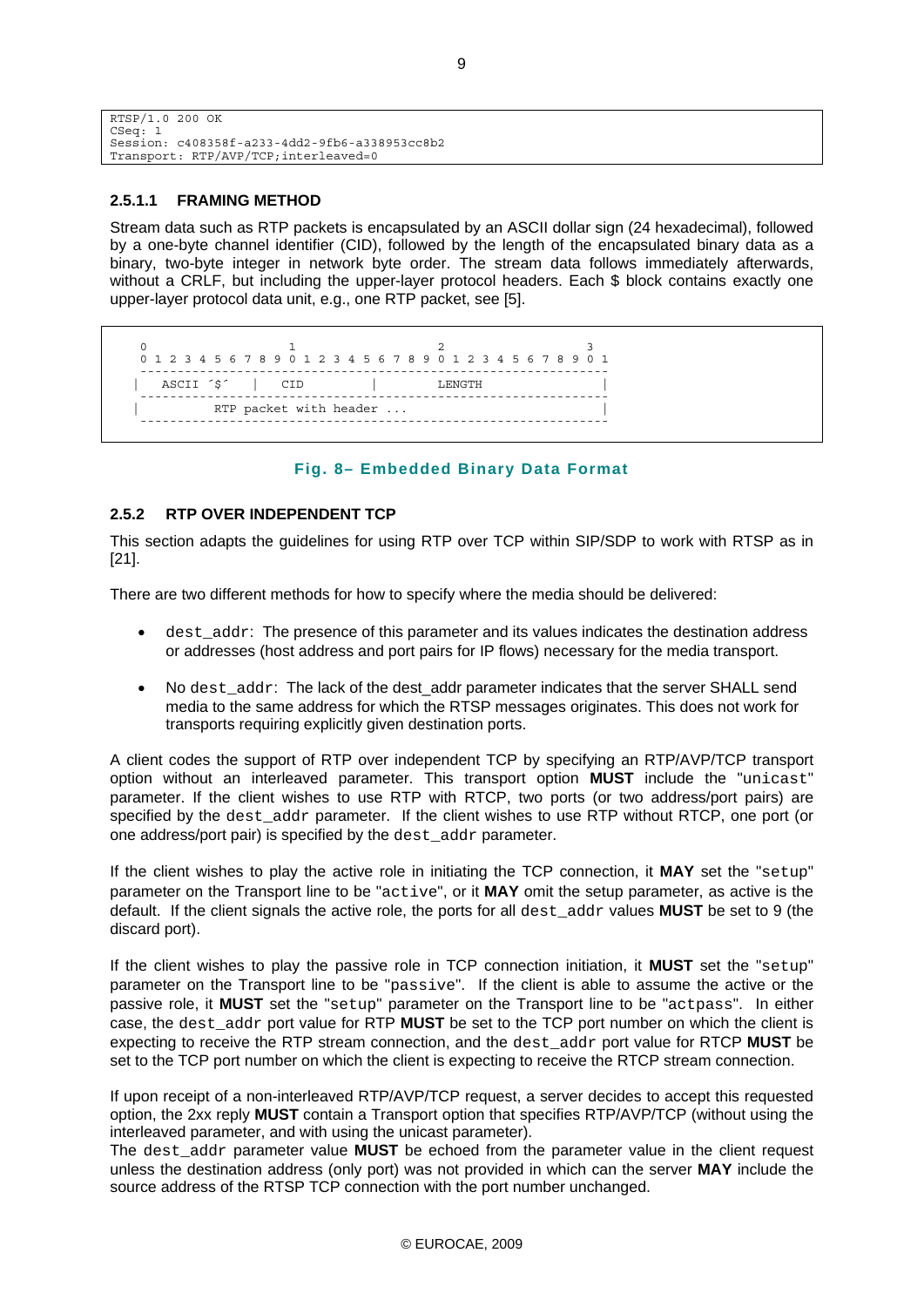```
RTSP/1.0 200 OK
CSeq: 1
Session: c408358f-a233-4dd2-9fb6-a338953cc8b2
Transport: RTP/AVP/TCP;interleaved=0
```

#### 2.5.1.1 FRAMING METHOD

Stream data such as RTP packets is encapsulated by an ASCII dollar sign (24 hexadecimal), followed by a one-byte channel identifier (CID), followed by the length of the encapsulated binary data as a binary, two-byte integer in network byte order. The stream data follows immediately afterwards, without a CRLF, but including the upper-layer protocol headers. Each $ block contains exactly one upper-layer protocol data unit, e.g., one RTP packet, see [5].

```
 0                   1                   2                   3
 0 1 2 3 4 5 6 7 8 9 0 1 2 3 4 5 6 7 8 9 0 1 2 3 4 5 6 7 8 9 0 1
-----------------------------------------------------------------
|   ASCII ´$´   |      CID      |            LENGTH             |
-----------------------------------------------------------------
|          RTP packet with header ...                           |
-----------------------------------------------------------------
```

**Fig. 8– Embedded Binary Data Format**

### 2.5.2 RTP OVER INDEPENDENT TCP

This section adapts the guidelines for using RTP over TCP within SIP/SDP to work with RTSP as in [21].

There are two different methods for how to specify where the media should be delivered:

- `dest_addr`: The presence of this parameter and its values indicates the destination address or addresses (host address and port pairs for IP flows) necessary for the media transport.
- No `dest_addr`: The lack of the dest_addr parameter indicates that the server SHALL send media to the same address for which the RTSP messages originates. This does not work for transports requiring explicitly given destination ports.

A client codes the support of RTP over independent TCP by specifying an RTP/AVP/TCP transport option without an interleaved parameter. This transport option **MUST** include the "`unicast`" parameter. If the client wishes to use RTP with RTCP, two ports (or two address/port pairs) are specified by the `dest_addr` parameter. If the client wishes to use RTP without RTCP, one port (or one address/port pair) is specified by the `dest_addr` parameter.

If the client wishes to play the active role in initiating the TCP connection, it **MAY** set the "`setup`" parameter on the Transport line to be "`active`", or it **MAY** omit the setup parameter, as active is the default. If the client signals the active role, the ports for all `dest_addr` values **MUST** be set to 9 (the discard port).

If the client wishes to play the passive role in TCP connection initiation, it **MUST** set the "`setup`" parameter on the Transport line to be "`passive`". If the client is able to assume the active or the passive role, it **MUST** set the "`setup`" parameter on the Transport line to be "`actpass`". In either case, the `dest_addr` port value for RTP **MUST** be set to the TCP port number on which the client is expecting to receive the RTP stream connection, and the `dest_addr` port value for RTCP **MUST** be set to the TCP port number on which the client is expecting to receive the RTCP stream connection.

If upon receipt of a non-interleaved RTP/AVP/TCP request, a server decides to accept this requested option, the 2xx reply **MUST** contain a Transport option that specifies RTP/AVP/TCP (without using the interleaved parameter, and with using the unicast parameter).
The `dest_addr` parameter value **MUST** be echoed from the parameter value in the client request unless the destination address (only port) was not provided in which can the server **MAY** include the source address of the RTSP TCP connection with the port number unchanged.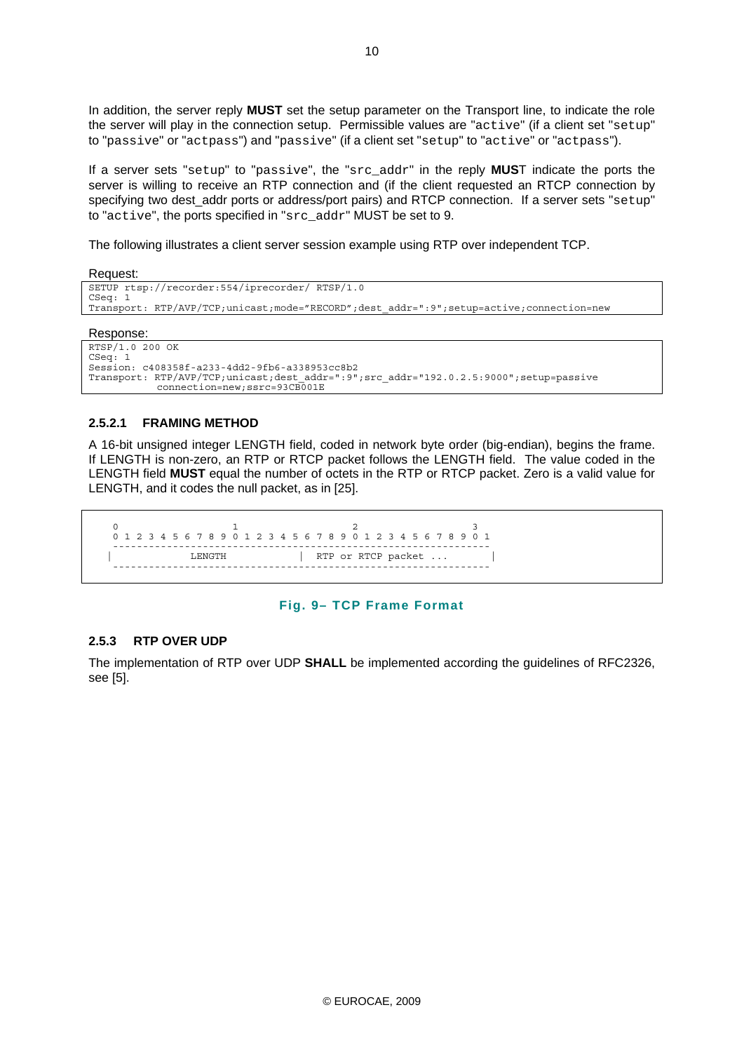In addition, the server reply **MUST** set the setup parameter on the Transport line, to indicate the role the server will play in the connection setup. Permissible values are "active" (if a client set "setup" to "passive" or "actpass") and "passive" (if a client set "setup" to "active" or "actpass").

If a server sets "setup" to "passive", the "src_addr" in the reply **MUS**T indicate the ports the server is willing to receive an RTP connection and (if the client requested an RTCP connection by specifying two dest_addr ports or address/port pairs) and RTCP connection. If a server sets "setup" to "active", the ports specified in "src_addr" MUST be set to 9.

The following illustrates a client server session example using RTP over independent TCP.

Request:

```
SETUP rtsp://recorder:554/iprecorder/ RTSP/1.0
CSeq: 1
Transport: RTP/AVP/TCP;unicast;mode="RECORD";dest_addr=":9";setup=active;connection=new
```

Response:

```
RTSP/1.0 200 OK
CSeq: 1
Session: c408358f-a233-4dd2-9fb6-a338953cc8b2
Transport: RTP/AVP/TCP;unicast;dest_addr=":9";src_addr="192.0.2.5:9000";setup=passive
           connection=new;ssrc=93CB001E
```

#### 2.5.2.1 FRAMING METHOD

A 16-bit unsigned integer LENGTH field, coded in network byte order (big-endian), begins the frame. If LENGTH is non-zero, an RTP or RTCP packet follows the LENGTH field. The value coded in the LENGTH field **MUST** equal the number of octets in the RTP or RTCP packet. Zero is a valid value for LENGTH, and it codes the null packet, as in [25].

```
 0                   1                   2                   3
 0 1 2 3 4 5 6 7 8 9 0 1 2 3 4 5 6 7 8 9 0 1 2 3 4 5 6 7 8 9 0 1
---------------------------------------------------------------
|             LENGTH            |  RTP or RTCP packet ...      |
---------------------------------------------------------------
```

Fig. 9– TCP Frame Format

### 2.5.3 RTP OVER UDP

The implementation of RTP over UDP **SHALL** be implemented according the guidelines of RFC2326, see [5].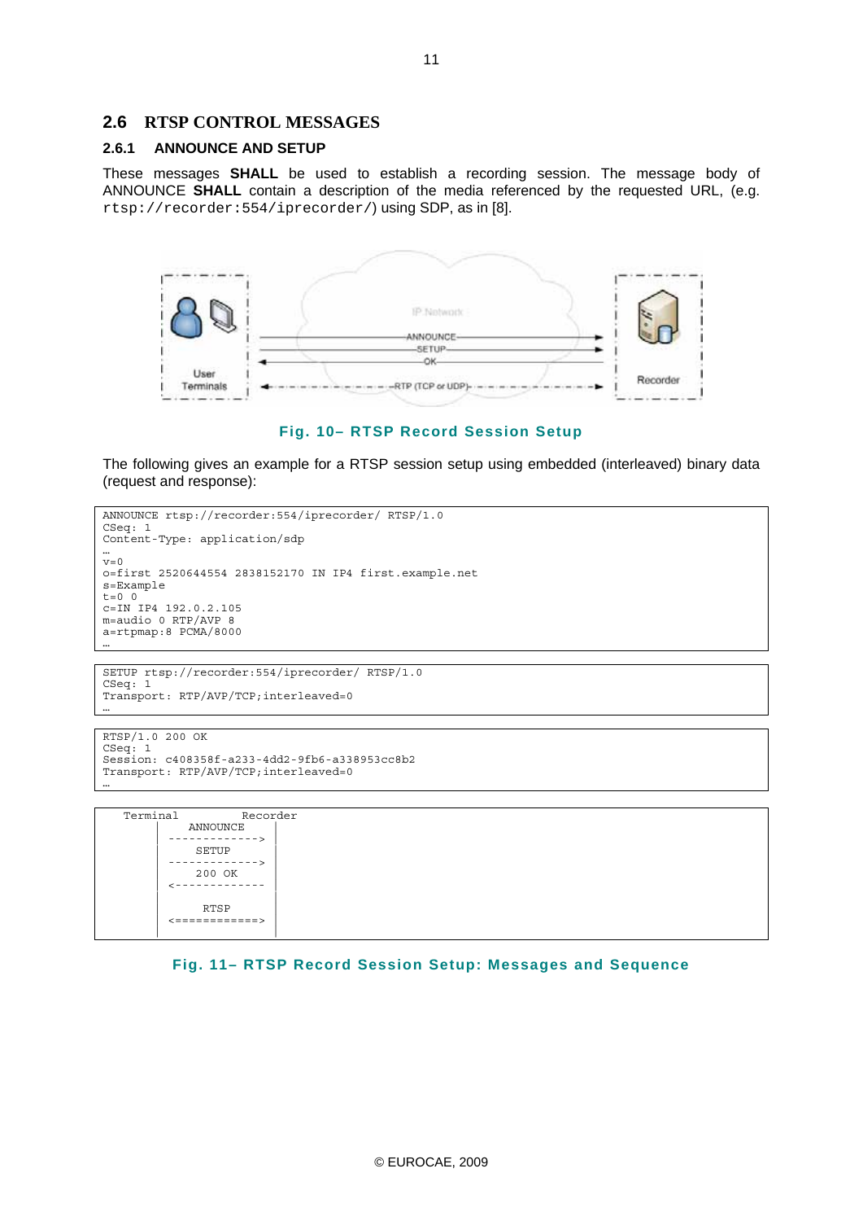## 2.6 RTSP CONTROL MESSAGES

### 2.6.1 ANNOUNCE AND SETUP

These messages **SHALL** be used to establish a recording session. The message body of ANNOUNCE **SHALL** contain a description of the media referenced by the requested URL, (e.g. `rtsp://recorder:554/iprecorder/`) using SDP, as in [8].

Fig. 10– RTSP Record Session Setup

The following gives an example for a RTSP session setup using embedded (interleaved) binary data (request and response):

```
ANNOUNCE rtsp://recorder:554/iprecorder/ RTSP/1.0
CSeq: 1
Content-Type: application/sdp
…
v=0
o=first 2520644554 2838152170 IN IP4 first.example.net
s=Example
t=0 0
c=IN IP4 192.0.2.105
m=audio 0 RTP/AVP 8
a=rtpmap:8 PCMA/8000
…
```

```
SETUP rtsp://recorder:554/iprecorder/ RTSP/1.0
CSeq: 1
Transport: RTP/AVP/TCP;interleaved=0
…
```

```
RTSP/1.0 200 OK
CSeq: 1
Session: c408358f-a233-4dd2-9fb6-a338953cc8b2
Transport: RTP/AVP/TCP;interleaved=0
…
```

```
   Terminal          Recorder
         |   ANNOUNCE   |
         |------------->|
         |    SETUP     |
         |------------->|
         |    200 OK    |
         |<-------------|
         |              |
         |     RTSP     |
         |<============>|
```

Fig. 11– RTSP Record Session Setup: Messages and Sequence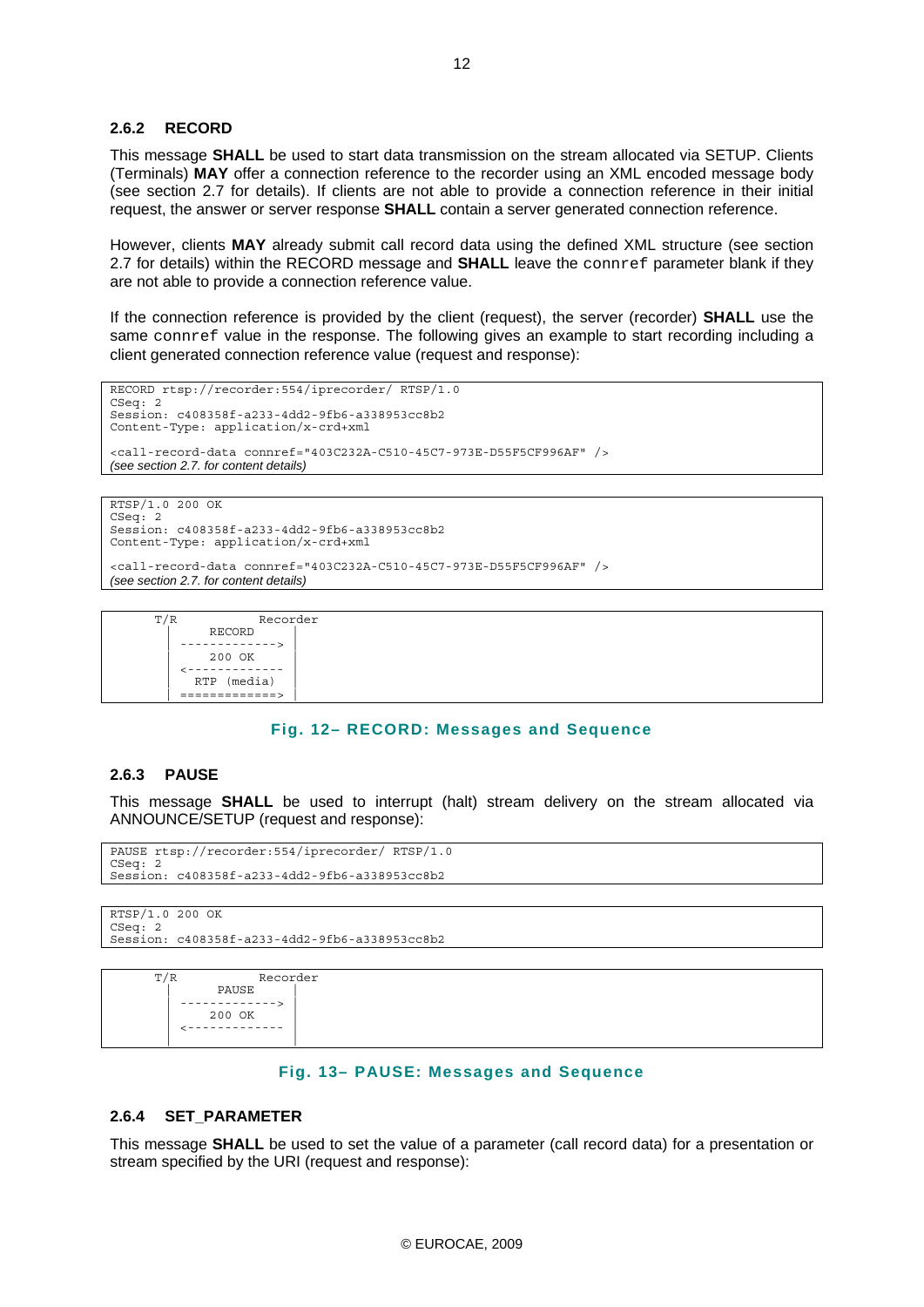### 2.6.2 RECORD

This message **SHALL** be used to start data transmission on the stream allocated via SETUP. Clients (Terminals) **MAY** offer a connection reference to the recorder using an XML encoded message body (see section 2.7 for details). If clients are not able to provide a connection reference in their initial request, the answer or server response **SHALL** contain a server generated connection reference.

However, clients **MAY** already submit call record data using the defined XML structure (see section 2.7 for details) within the RECORD message and **SHALL** leave the `connref` parameter blank if they are not able to provide a connection reference value.

If the connection reference is provided by the client (request), the server (recorder) **SHALL** use the same `connref` value in the response. The following gives an example to start recording including a client generated connection reference value (request and response):

```
RECORD rtsp://recorder:554/iprecorder/ RTSP/1.0
CSeq: 2
Session: c408358f-a233-4dd2-9fb6-a338953cc8b2
Content-Type: application/x-crd+xml

<call-record-data connref="403C232A-C510-45C7-973E-D55F5CF996AF" />
(see section 2.7. for content details)
```

```
RTSP/1.0 200 OK
CSeq: 2
Session: c408358f-a233-4dd2-9fb6-a338953cc8b2
Content-Type: application/x-crd+xml

<call-record-data connref="403C232A-C510-45C7-973E-D55F5CF996AF" />
(see section 2.7. for content details)
```

```
     T/R           Recorder
      |    RECORD     |
      | ------------->|
      |    200 OK     |
      |<------------- |
      |  RTP (media)  |
      | =============>|
```

**Fig. 12– RECORD: Messages and Sequence**

### 2.6.3 PAUSE

This message **SHALL** be used to interrupt (halt) stream delivery on the stream allocated via ANNOUNCE/SETUP (request and response):

```
PAUSE rtsp://recorder:554/iprecorder/ RTSP/1.0
CSeq: 2
Session: c408358f-a233-4dd2-9fb6-a338953cc8b2
```

```
RTSP/1.0 200 OK
CSeq: 2
Session: c408358f-a233-4dd2-9fb6-a338953cc8b2
```

```
     T/R           Recorder
      |     PAUSE     |
      | ------------->|
      |    200 OK     |
      |<------------- |
      |               |
```

**Fig. 13– PAUSE: Messages and Sequence**

### 2.6.4 SET_PARAMETER

This message **SHALL** be used to set the value of a parameter (call record data) for a presentation or stream specified by the URI (request and response):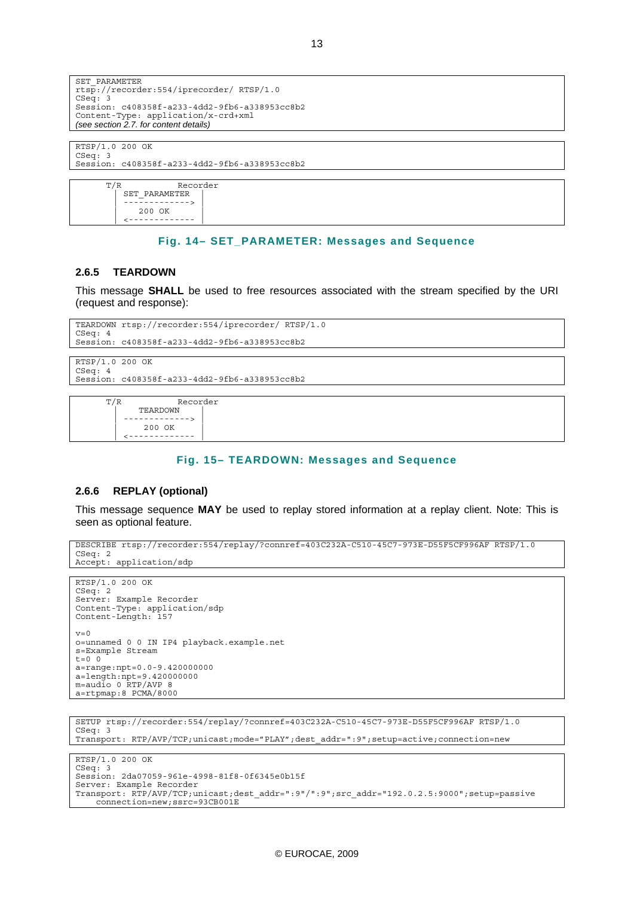```
SET_PARAMETER
rtsp://recorder:554/iprecorder/ RTSP/1.0
CSeq: 3
Session: c408358f-a233-4dd2-9fb6-a338953cc8b2
Content-Type: application/x-crd+xml
(see section 2.7. for content details)
```

```
RTSP/1.0 200 OK
CSeq: 3
Session: c408358f-a233-4dd2-9fb6-a338953cc8b2
```

```
      T/R          Recorder
       |  SET_PARAMETER  |
       | -------------> |
       |     200 OK      |
       | <------------- |
```

**Fig. 14– SET_PARAMETER: Messages and Sequence**

### 2.6.5 TEARDOWN

This message **SHALL** be used to free resources associated with the stream specified by the URI (request and response):

```
TEARDOWN rtsp://recorder:554/iprecorder/ RTSP/1.0
CSeq: 4
Session: c408358f-a233-4dd2-9fb6-a338953cc8b2
```

```
RTSP/1.0 200 OK
CSeq: 4
Session: c408358f-a233-4dd2-9fb6-a338953cc8b2
```

```
      T/R          Recorder
       |    TEARDOWN     |
       | -------------> |
       |     200 OK      |
       | <------------- |
```

**Fig. 15– TEARDOWN: Messages and Sequence**

### 2.6.6 REPLAY (optional)

This message sequence **MAY** be used to replay stored information at a replay client. Note: This is seen as optional feature.

```
DESCRIBE rtsp://recorder:554/replay/?connref=403C232A-C510-45C7-973E-D55F5CF996AF RTSP/1.0
CSeq: 2
Accept: application/sdp
```

```
RTSP/1.0 200 OK
CSeq: 2
Server: Example Recorder
Content-Type: application/sdp
Content-Length: 157

v=0
o=unnamed 0 0 IN IP4 playback.example.net
s=Example Stream
t=0 0
a=range:npt=0.0-9.420000000
a=length:npt=9.420000000
m=audio 0 RTP/AVP 8
a=rtpmap:8 PCMA/8000
```

```
SETUP rtsp://recorder:554/replay/?connref=403C232A-C510-45C7-973E-D55F5CF996AF RTSP/1.0
CSeq: 3
Transport: RTP/AVP/TCP;unicast;mode="PLAY";dest_addr=":9";setup=active;connection=new
```

```
RTSP/1.0 200 OK
CSeq: 3
Session: 2da07059-961e-4998-81f8-0f6345e0b15f
Server: Example Recorder
Transport: RTP/AVP/TCP;unicast;dest_addr=":9"/":9";src_addr="192.0.2.5:9000";setup=passive
    connection=new;ssrc=93CB001E
```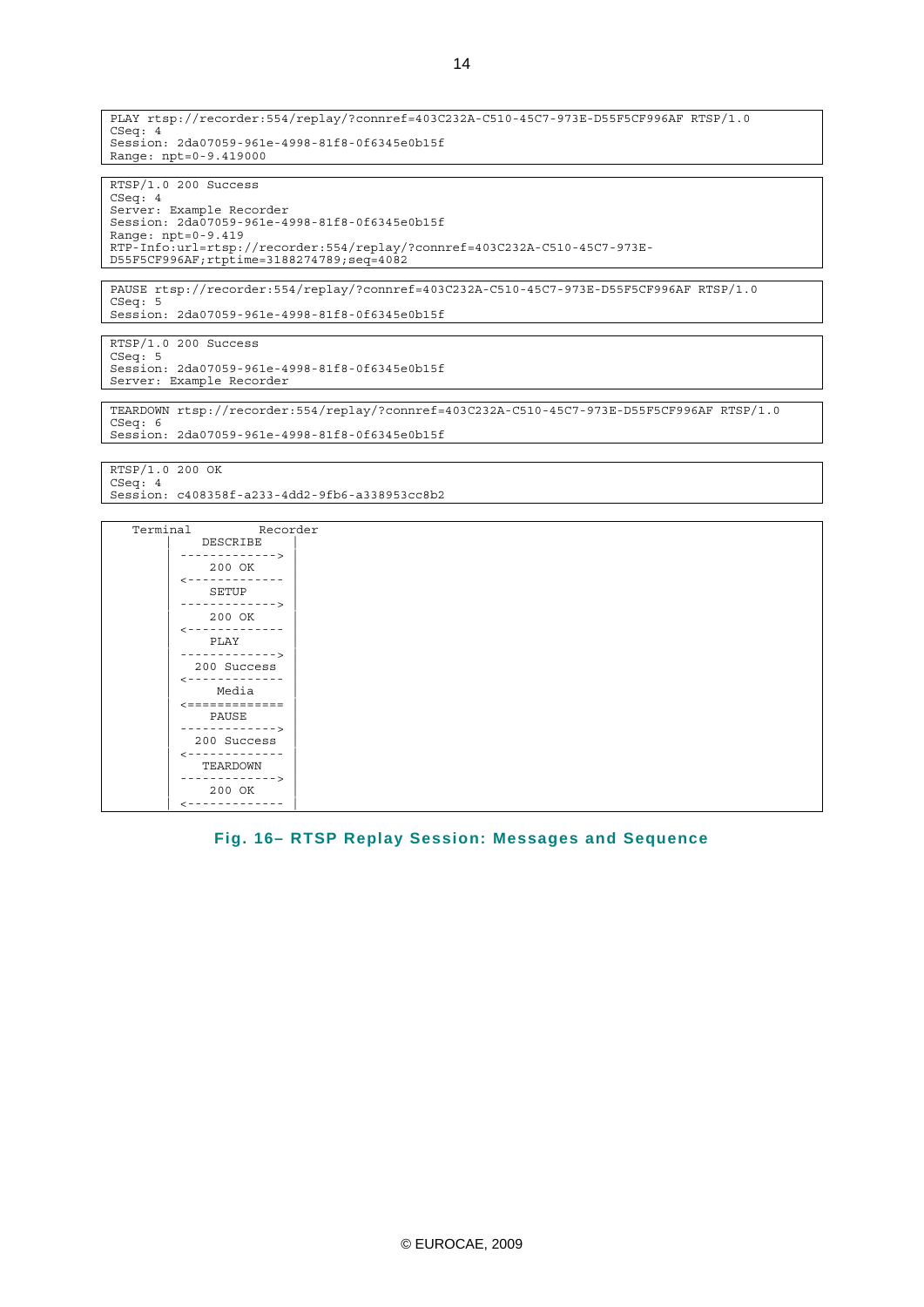```
PLAY rtsp://recorder:554/replay/?connref=403C232A-C510-45C7-973E-D55F5CF996AF RTSP/1.0
CSeq: 4
Session: 2da07059-961e-4998-81f8-0f6345e0b15f
Range: npt=0-9.419000
```

```
RTSP/1.0 200 Success
CSeq: 4
Server: Example Recorder
Session: 2da07059-961e-4998-81f8-0f6345e0b15f
Range: npt=0-9.419
RTP-Info:url=rtsp://recorder:554/replay/?connref=403C232A-C510-45C7-973E-
D55F5CF996AF;rtptime=3188274789;seq=4082
```

```
PAUSE rtsp://recorder:554/replay/?connref=403C232A-C510-45C7-973E-D55F5CF996AF RTSP/1.0
CSeq: 5
Session: 2da07059-961e-4998-81f8-0f6345e0b15f
```

```
RTSP/1.0 200 Success
CSeq: 5
Session: 2da07059-961e-4998-81f8-0f6345e0b15f
Server: Example Recorder
```

```
TEARDOWN rtsp://recorder:554/replay/?connref=403C232A-C510-45C7-973E-D55F5CF996AF RTSP/1.0
CSeq: 6
Session: 2da07059-961e-4998-81f8-0f6345e0b15f
```

```
RTSP/1.0 200 OK
CSeq: 4
Session: c408358f-a233-4dd2-9fb6-a338953cc8b2
```

```
  Terminal          Recorder
        |   DESCRIBE    |
        |-------------> |
        |    200 OK     |
        |<------------- |
        |    SETUP      |
        |-------------> |
        |    200 OK     |
        |<------------- |
        |    PLAY       |
        |-------------> |
        |  200 Success  |
        |<------------- |
        |    Media      |
        |<============= |
        |    PAUSE      |
        |-------------> |
        |  200 Success  |
        |<------------- |
        |   TEARDOWN    |
        |-------------> |
        |    200 OK     |
        |<------------- |
```

**Fig. 16– RTSP Replay Session: Messages and Sequence**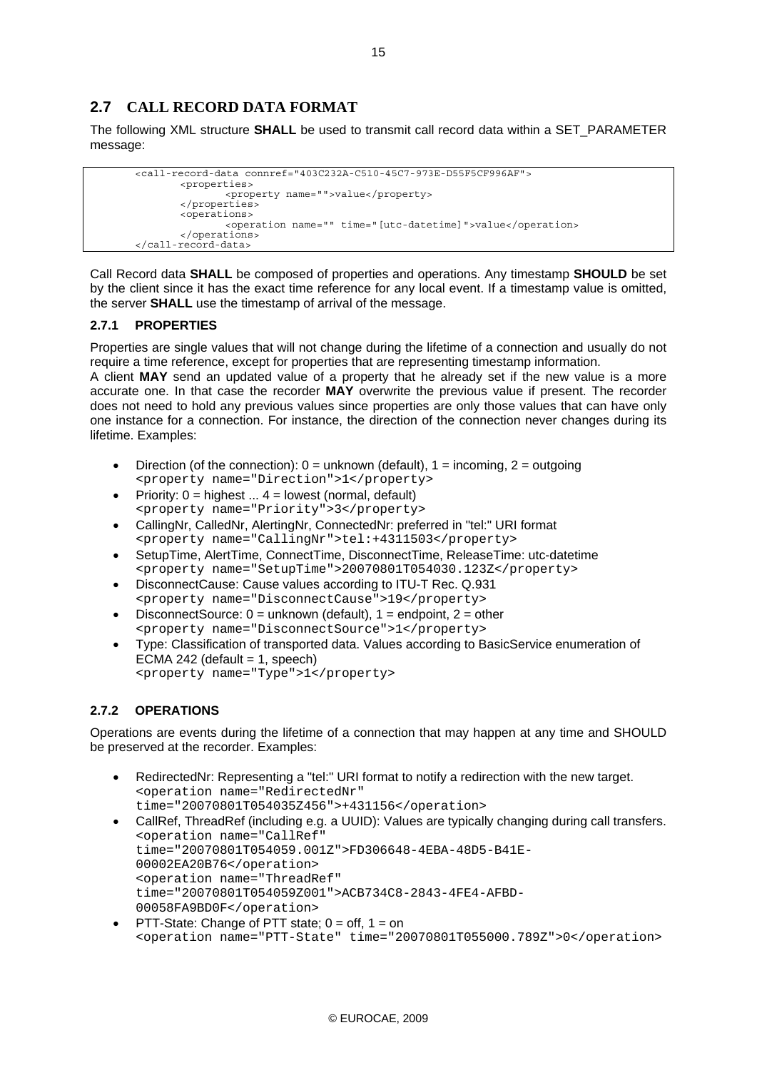## 2.7 CALL RECORD DATA FORMAT

The following XML structure **SHALL** be used to transmit call record data within a SET_PARAMETER message:

```
<call-record-data connref="403C232A-C510-45C7-973E-D55F5CF996AF">
        <properties>
                <property name="">value</property>
        </properties>
        <operations>
                <operation name="" time="[utc-datetime]">value</operation>
        </operations>
</call-record-data>
```

Call Record data **SHALL** be composed of properties and operations. Any timestamp **SHOULD** be set by the client since it has the exact time reference for any local event. If a timestamp value is omitted, the server **SHALL** use the timestamp of arrival of the message.

### 2.7.1 PROPERTIES

Properties are single values that will not change during the lifetime of a connection and usually do not require a time reference, except for properties that are representing timestamp information.

A client **MAY** send an updated value of a property that he already set if the new value is a more accurate one. In that case the recorder **MAY** overwrite the previous value if present. The recorder does not need to hold any previous values since properties are only those values that can have only one instance for a connection. For instance, the direction of the connection never changes during its lifetime. Examples:

- Direction (of the connection): 0 = unknown (default), 1 = incoming, 2 = outgoing
  `<property name="Direction">1</property>`
- Priority: 0 = highest ... 4 = lowest (normal, default)
  `<property name="Priority">3</property>`
- CallingNr, CalledNr, AlertingNr, ConnectedNr: preferred in "tel:" URI format
  `<property name="CallingNr">tel:+4311503</property>`
- SetupTime, AlertTime, ConnectTime, DisconnectTime, ReleaseTime: utc-datetime
  `<property name="SetupTime">20070801T054030.123Z</property>`
- DisconnectCause: Cause values according to ITU-T Rec. Q.931
  `<property name="DisconnectCause">19</property>`
- DisconnectSource: 0 = unknown (default), 1 = endpoint, 2 = other
  `<property name="DisconnectSource">1</property>`
- Type: Classification of transported data. Values according to BasicService enumeration of ECMA 242 (default = 1, speech)
  `<property name="Type">1</property>`

### 2.7.2 OPERATIONS

Operations are events during the lifetime of a connection that may happen at any time and SHOULD be preserved at the recorder. Examples:

- RedirectedNr: Representing a "tel:" URI format to notify a redirection with the new target.
  `<operation name="RedirectedNr" time="20070801T054035Z456">+431156</operation>`
- CallRef, ThreadRef (including e.g. a UUID): Values are typically changing during call transfers.
  `<operation name="CallRef" time="20070801T054059.001Z">FD306648-4EBA-48D5-B41E-00002EA20B76</operation>`
  `<operation name="ThreadRef" time="20070801T054059Z001">ACB734C8-2843-4FE4-AFBD-00058FA9BD0F</operation>`
- PTT-State: Change of PTT state; 0 = off, 1 = on
  `<operation name="PTT-State" time="20070801T055000.789Z">0</operation>`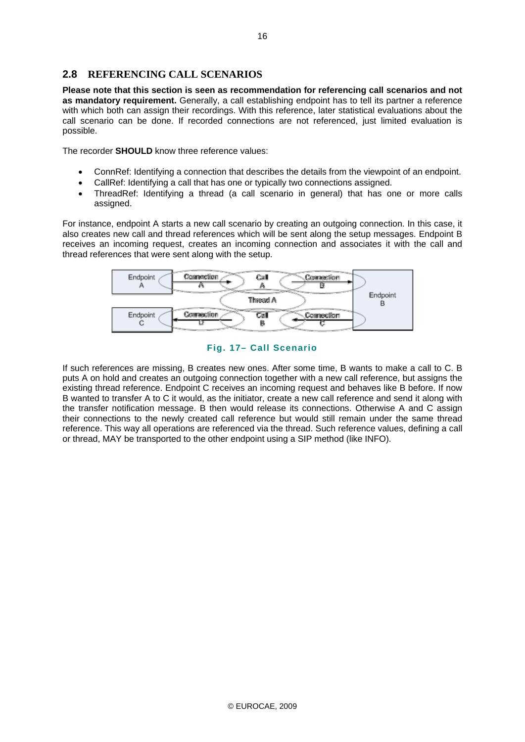## 2.8 REFERENCING CALL SCENARIOS

**Please note that this section is seen as recommendation for referencing call scenarios and not as mandatory requirement.** Generally, a call establishing endpoint has to tell its partner a reference with which both can assign their recordings. With this reference, later statistical evaluations about the call scenario can be done. If recorded connections are not referenced, just limited evaluation is possible.

The recorder **SHOULD** know three reference values:

- ConnRef: Identifying a connection that describes the details from the viewpoint of an endpoint.
- CallRef: Identifying a call that has one or typically two connections assigned.
- ThreadRef: Identifying a thread (a call scenario in general) that has one more calls assigned.

For instance, endpoint A starts a new call scenario by creating an outgoing connection. In this case, it also creates new call and thread references which will be sent along the setup messages. Endpoint B receives an incoming request, creates an incoming connection and associates it with the call and thread references that were sent along with the setup.

Fig. 17– Call Scenario

If such references are missing, B creates new ones. After some time, B wants to make a call to C. B puts A on hold and creates an outgoing connection together with a new call reference, but assigns the existing thread reference. Endpoint C receives an incoming request and behaves like B before. If now B wanted to transfer A to C it would, as the initiator, create a new call reference and send it along with the transfer notification message. B then would release its connections. Otherwise A and C assign their connections to the newly created call reference but would still remain under the same thread reference. This way all operations are referenced via the thread. Such reference values, defining a call or thread, MAY be transported to the other endpoint using a SIP method (like INFO).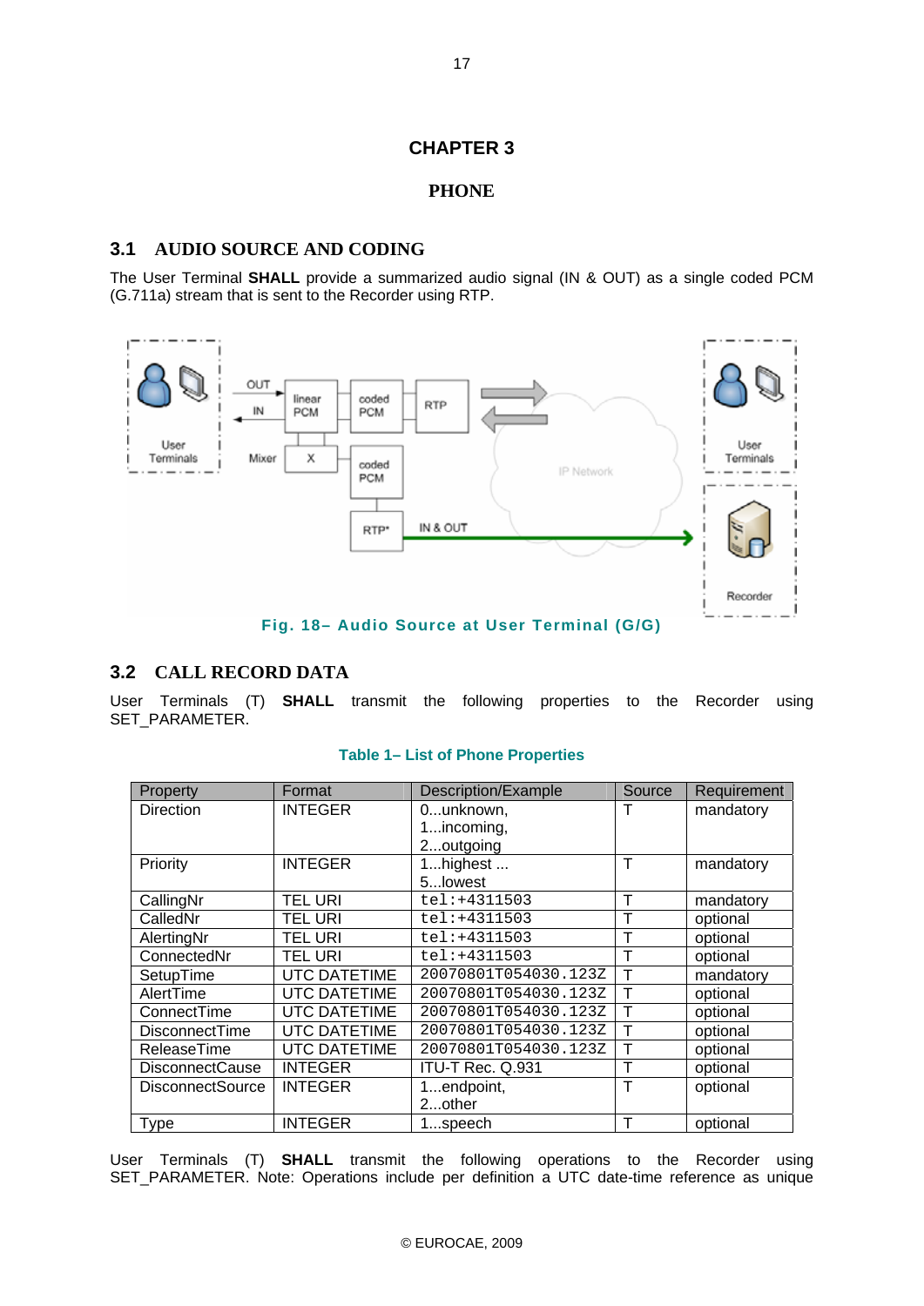# CHAPTER 3

# PHONE

## 3.1 AUDIO SOURCE AND CODING

The User Terminal **SHALL** provide a summarized audio signal (IN & OUT) as a single coded PCM (G.711a) stream that is sent to the Recorder using RTP.

Fig. 18– Audio Source at User Terminal (G/G)

## 3.2 CALL RECORD DATA

User Terminals (T) **SHALL** transmit the following properties to the Recorder using SET_PARAMETER.

Table 1– List of Phone Properties

| Property | Format | Description/Example | Source | Requirement |
|---|---|---|---|---|
| Direction | INTEGER | 0...unknown, 1...incoming, 2...outgoing | T | mandatory |
| Priority | INTEGER | 1...highest ... 5...lowest | T | mandatory |
| CallingNr | TEL URI | tel:+4311503 | T | mandatory |
| CalledNr | TEL URI | tel:+4311503 | T | optional |
| AlertingNr | TEL URI | tel:+4311503 | T | optional |
| ConnectedNr | TEL URI | tel:+4311503 | T | optional |
| SetupTime | UTC DATETIME | 20070801T054030.123Z | T | mandatory |
| AlertTime | UTC DATETIME | 20070801T054030.123Z | T | optional |
| ConnectTime | UTC DATETIME | 20070801T054030.123Z | T | optional |
| DisconnectTime | UTC DATETIME | 20070801T054030.123Z | T | optional |
| ReleaseTime | UTC DATETIME | 20070801T054030.123Z | T | optional |
| DisconnectCause | INTEGER | ITU-T Rec. Q.931 | T | optional |
| DisconnectSource | INTEGER | 1...endpoint, 2...other | T | optional |
| Type | INTEGER | 1...speech | T | optional |

User Terminals (T) **SHALL** transmit the following operations to the Recorder using SET_PARAMETER. Note: Operations include per definition a UTC date-time reference as unique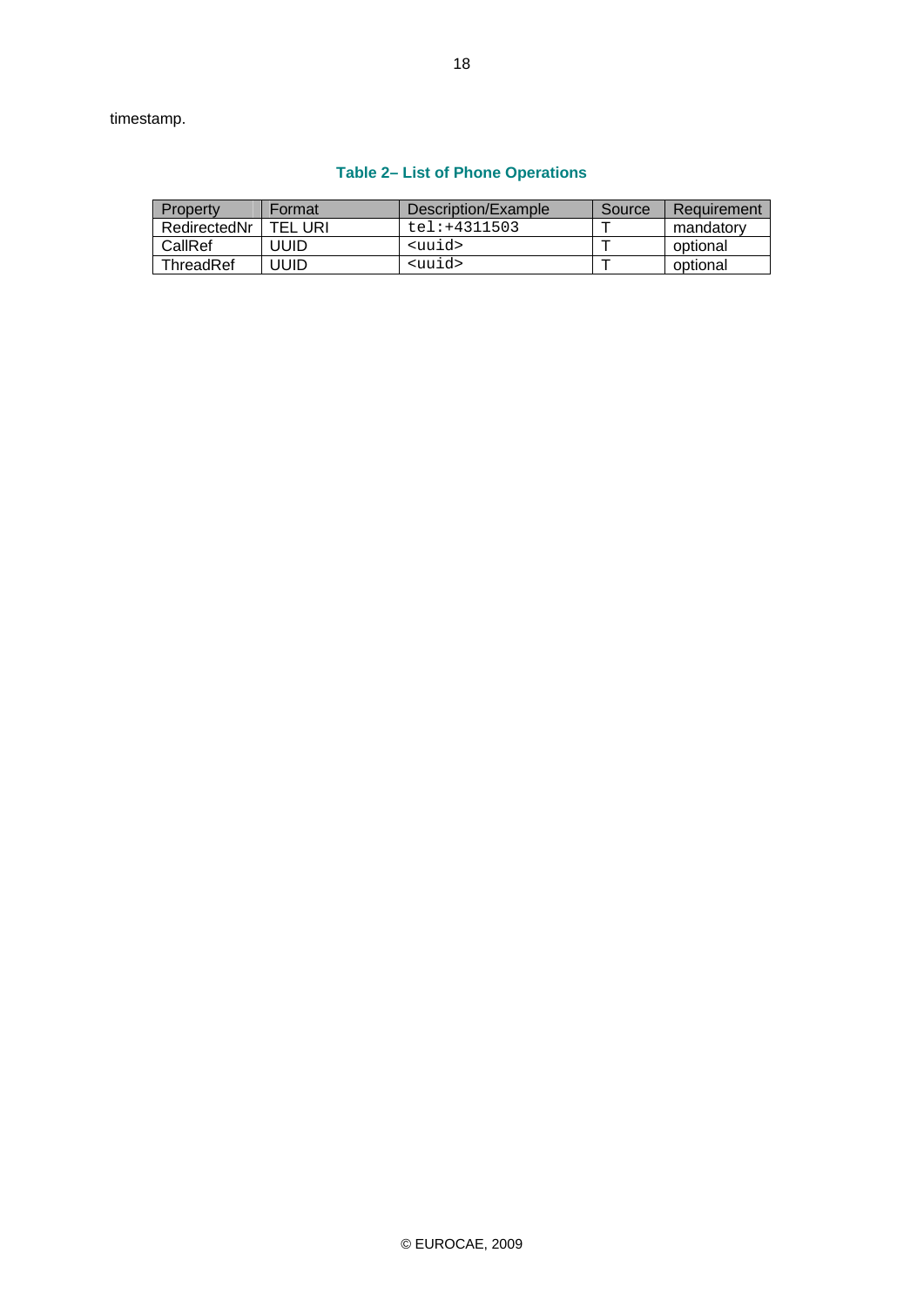timestamp.

**Table 2– List of Phone Operations**

| Property | Format | Description/Example | Source | Requirement |
|---|---|---|---|---|
| RedirectedNr | TEL URI | `tel:+4311503` | T | mandatory |
| CallRef | UUID | `<uuid>` | T | optional |
| ThreadRef | UUID | `<uuid>` | T | optional |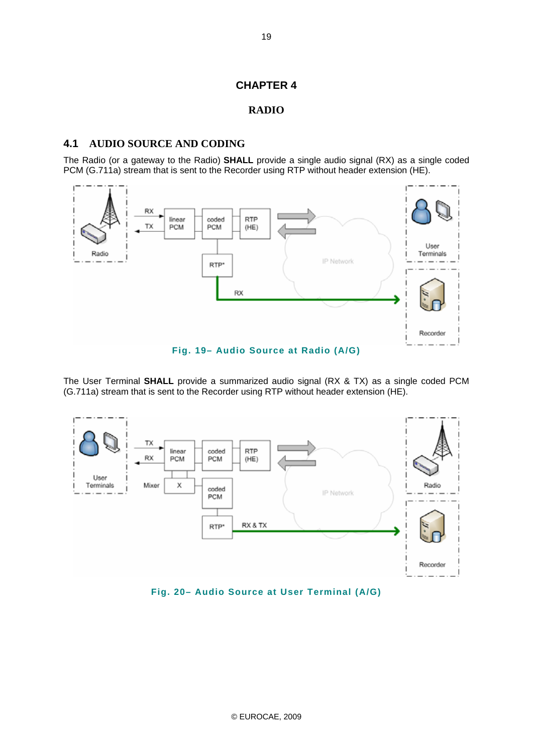# CHAPTER 4

# RADIO

## 4.1 AUDIO SOURCE AND CODING

The Radio (or a gateway to the Radio) **SHALL** provide a single audio signal (RX) as a single coded PCM (G.711a) stream that is sent to the Recorder using RTP without header extension (HE).

Fig. 19– Audio Source at Radio (A/G)

The User Terminal **SHALL** provide a summarized audio signal (RX & TX) as a single coded PCM (G.711a) stream that is sent to the Recorder using RTP without header extension (HE).

Fig. 20– Audio Source at User Terminal (A/G)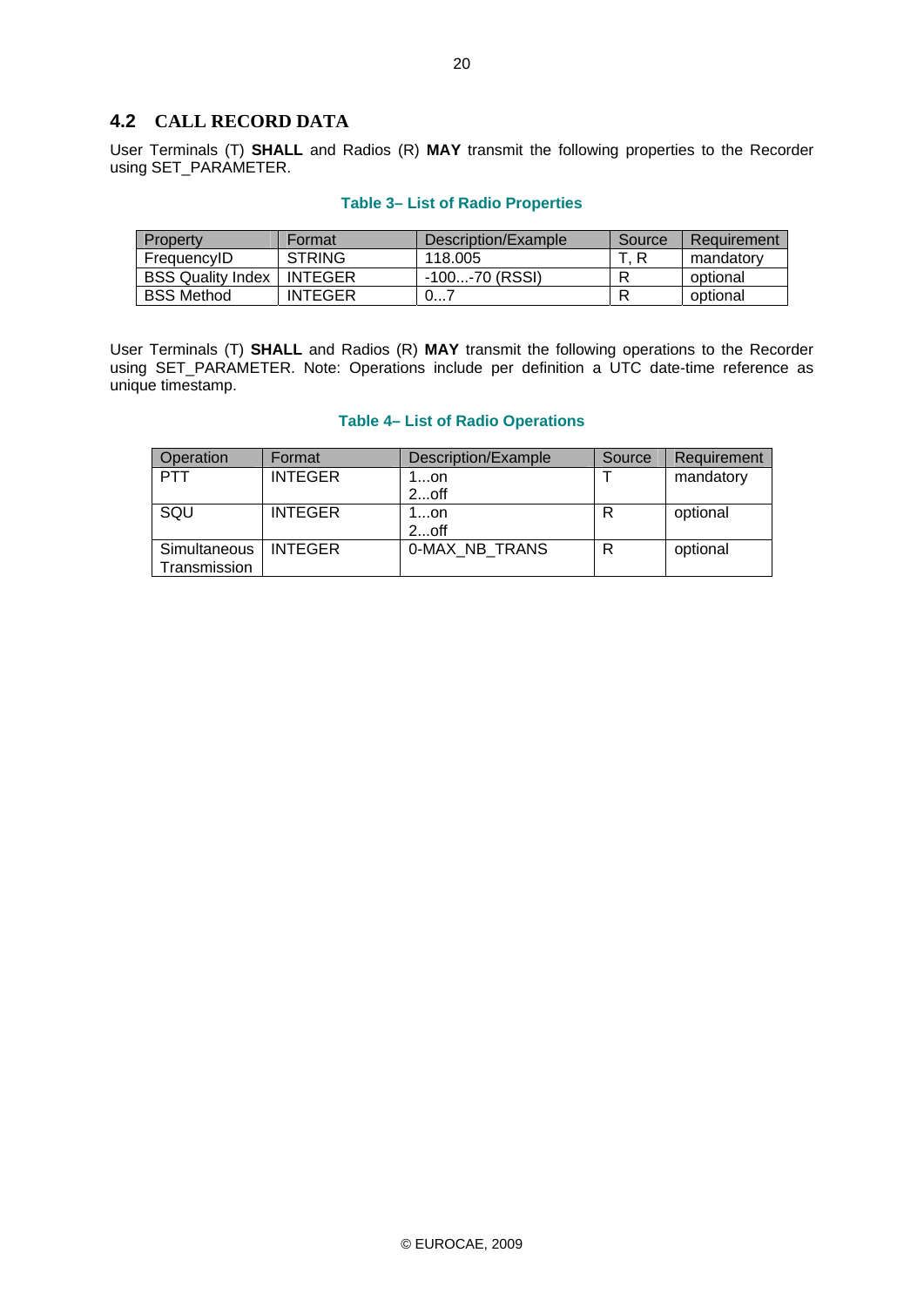## 4.2 CALL RECORD DATA

User Terminals (T) **SHALL** and Radios (R) **MAY** transmit the following properties to the Recorder using SET_PARAMETER.

**Table 3– List of Radio Properties**

| Property | Format | Description/Example | Source | Requirement |
|---|---|---|---|---|
| FrequencyID | STRING | 118.005 | T, R | mandatory |
| BSS Quality Index | INTEGER | -100...-70 (RSSI) | R | optional |
| BSS Method | INTEGER | 0...7 | R | optional |

User Terminals (T) **SHALL** and Radios (R) **MAY** transmit the following operations to the Recorder using SET_PARAMETER. Note: Operations include per definition a UTC date-time reference as unique timestamp.

**Table 4– List of Radio Operations**

| Operation | Format | Description/Example | Source | Requirement |
|---|---|---|---|---|
| PTT | INTEGER | 1...on<br>2...off | T | mandatory |
| SQU | INTEGER | 1...on<br>2...off | R | optional |
| Simultaneous Transmission | INTEGER | 0-MAX_NB_TRANS | R | optional |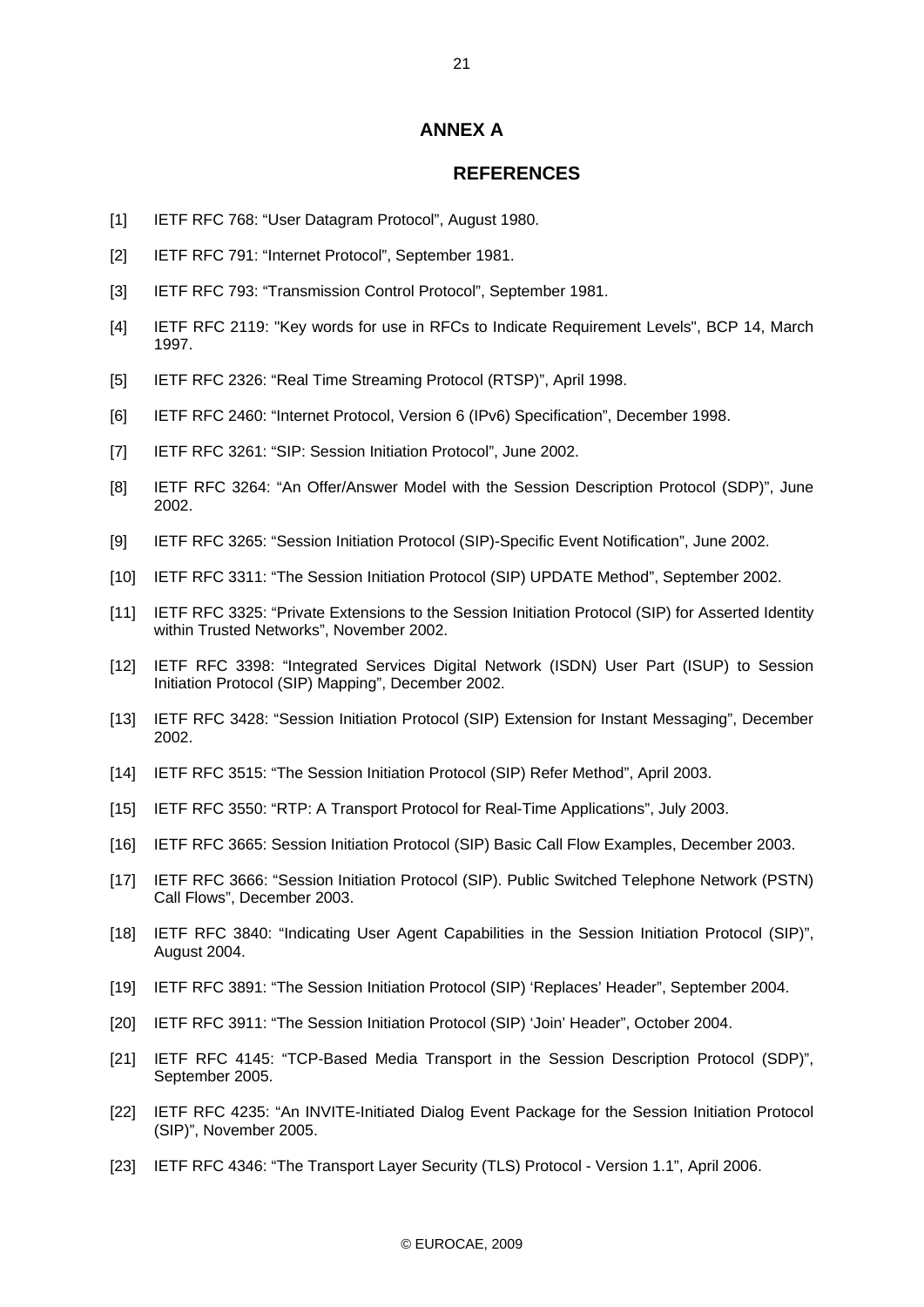# ANNEX A

## REFERENCES

[1] IETF RFC 768: “User Datagram Protocol”, August 1980.

[2] IETF RFC 791: “Internet Protocol”, September 1981.

[3] IETF RFC 793: “Transmission Control Protocol”, September 1981.

[4] IETF RFC 2119: "Key words for use in RFCs to Indicate Requirement Levels", BCP 14, March 1997.

[5] IETF RFC 2326: “Real Time Streaming Protocol (RTSP)”, April 1998.

[6] IETF RFC 2460: “Internet Protocol, Version 6 (IPv6) Specification”, December 1998.

[7] IETF RFC 3261: “SIP: Session Initiation Protocol”, June 2002.

[8] IETF RFC 3264: “An Offer/Answer Model with the Session Description Protocol (SDP)”, June 2002.

[9] IETF RFC 3265: “Session Initiation Protocol (SIP)-Specific Event Notification”, June 2002.

[10] IETF RFC 3311: “The Session Initiation Protocol (SIP) UPDATE Method”, September 2002.

[11] IETF RFC 3325: “Private Extensions to the Session Initiation Protocol (SIP) for Asserted Identity within Trusted Networks”, November 2002.

[12] IETF RFC 3398: “Integrated Services Digital Network (ISDN) User Part (ISUP) to Session Initiation Protocol (SIP) Mapping”, December 2002.

[13] IETF RFC 3428: “Session Initiation Protocol (SIP) Extension for Instant Messaging”, December 2002.

[14] IETF RFC 3515: “The Session Initiation Protocol (SIP) Refer Method”, April 2003.

[15] IETF RFC 3550: “RTP: A Transport Protocol for Real-Time Applications”, July 2003.

[16] IETF RFC 3665: Session Initiation Protocol (SIP) Basic Call Flow Examples, December 2003.

[17] IETF RFC 3666: “Session Initiation Protocol (SIP). Public Switched Telephone Network (PSTN) Call Flows”, December 2003.

[18] IETF RFC 3840: “Indicating User Agent Capabilities in the Session Initiation Protocol (SIP)”, August 2004.

[19] IETF RFC 3891: “The Session Initiation Protocol (SIP) ‘Replaces’ Header”, September 2004.

[20] IETF RFC 3911: “The Session Initiation Protocol (SIP) ‘Join’ Header”, October 2004.

[21] IETF RFC 4145: “TCP-Based Media Transport in the Session Description Protocol (SDP)”, September 2005.

[22] IETF RFC 4235: “An INVITE-Initiated Dialog Event Package for the Session Initiation Protocol (SIP)”, November 2005.

[23] IETF RFC 4346: “The Transport Layer Security (TLS) Protocol - Version 1.1”, April 2006.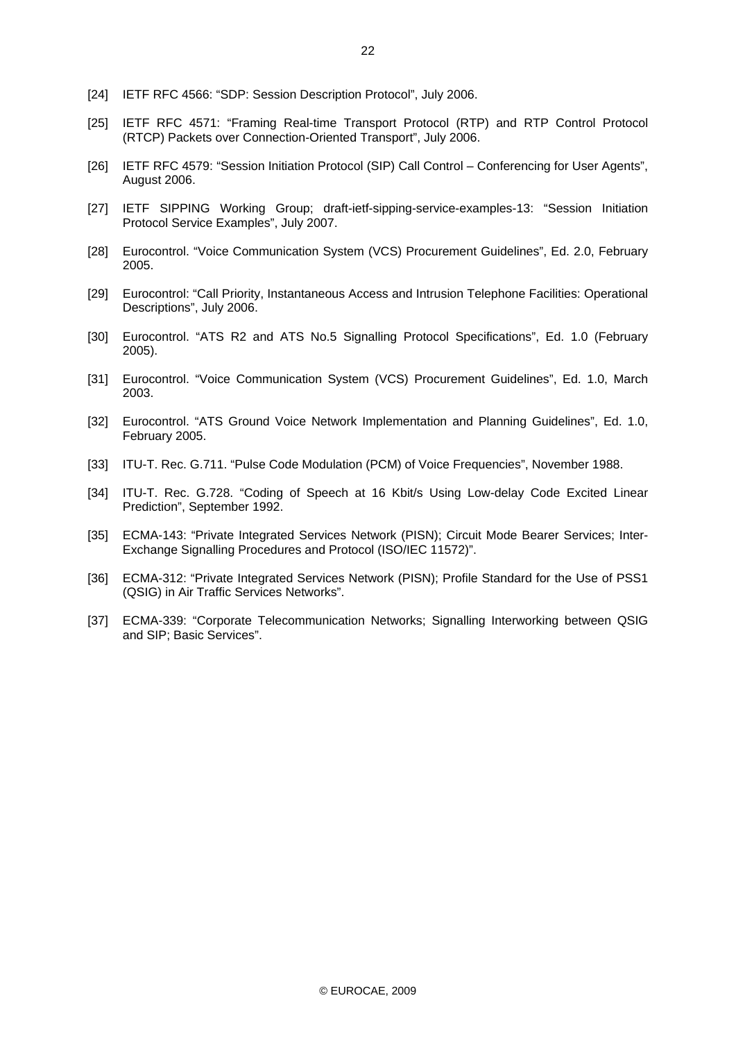[24] IETF RFC 4566: “SDP: Session Description Protocol”, July 2006.

[25] IETF RFC 4571: “Framing Real-time Transport Protocol (RTP) and RTP Control Protocol (RTCP) Packets over Connection-Oriented Transport”, July 2006.

[26] IETF RFC 4579: “Session Initiation Protocol (SIP) Call Control – Conferencing for User Agents”, August 2006.

[27] IETF SIPPING Working Group; draft-ietf-sipping-service-examples-13: “Session Initiation Protocol Service Examples”, July 2007.

[28] Eurocontrol. “Voice Communication System (VCS) Procurement Guidelines”, Ed. 2.0, February 2005.

[29] Eurocontrol: “Call Priority, Instantaneous Access and Intrusion Telephone Facilities: Operational Descriptions”, July 2006.

[30] Eurocontrol. “ATS R2 and ATS No.5 Signalling Protocol Specifications”, Ed. 1.0 (February 2005).

[31] Eurocontrol. “Voice Communication System (VCS) Procurement Guidelines”, Ed. 1.0, March 2003.

[32] Eurocontrol. “ATS Ground Voice Network Implementation and Planning Guidelines”, Ed. 1.0, February 2005.

[33] ITU-T. Rec. G.711. “Pulse Code Modulation (PCM) of Voice Frequencies”, November 1988.

[34] ITU-T. Rec. G.728. “Coding of Speech at 16 Kbit/s Using Low-delay Code Excited Linear Prediction”, September 1992.

[35] ECMA-143: “Private Integrated Services Network (PISN); Circuit Mode Bearer Services; Inter-Exchange Signalling Procedures and Protocol (ISO/IEC 11572)”.

[36] ECMA-312: “Private Integrated Services Network (PISN); Profile Standard for the Use of PSS1 (QSIG) in Air Traffic Services Networks”.

[37] ECMA-339: “Corporate Telecommunication Networks; Signalling Interworking between QSIG and SIP; Basic Services”.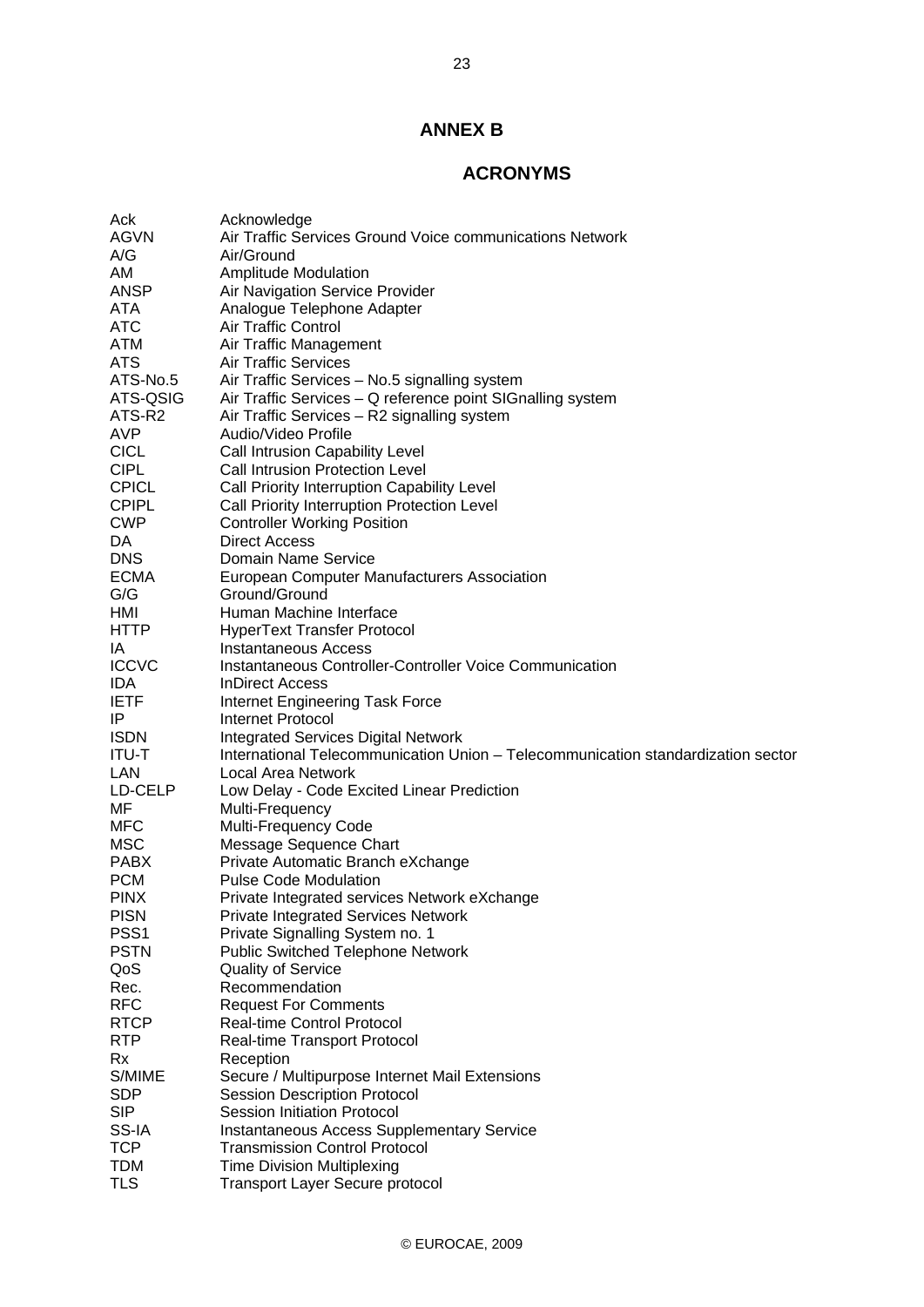# ANNEX B

## ACRONYMS

| | |
|---|---|
| Ack | Acknowledge |
| AGVN | Air Traffic Services Ground Voice communications Network |
| A/G | Air/Ground |
| AM | Amplitude Modulation |
| ANSP | Air Navigation Service Provider |
| ATA | Analogue Telephone Adapter |
| ATC | Air Traffic Control |
| ATM | Air Traffic Management |
| ATS | Air Traffic Services |
| ATS-No.5 | Air Traffic Services – No.5 signalling system |
| ATS-QSIG | Air Traffic Services – Q reference point SIGnalling system |
| ATS-R2 | Air Traffic Services – R2 signalling system |
| AVP | Audio/Video Profile |
| CICL | Call Intrusion Capability Level |
| CIPL | Call Intrusion Protection Level |
| CPICL | Call Priority Interruption Capability Level |
| CPIPL | Call Priority Interruption Protection Level |
| CWP | Controller Working Position |
| DA | Direct Access |
| DNS | Domain Name Service |
| ECMA | European Computer Manufacturers Association |
| G/G | Ground/Ground |
| HMI | Human Machine Interface |
| HTTP | HyperText Transfer Protocol |
| IA | Instantaneous Access |
| ICCVC | Instantaneous Controller-Controller Voice Communication |
| IDA | InDirect Access |
| IETF | Internet Engineering Task Force |
| IP | Internet Protocol |
| ISDN | Integrated Services Digital Network |
| ITU-T | International Telecommunication Union – Telecommunication standardization sector |
| LAN | Local Area Network |
| LD-CELP | Low Delay - Code Excited Linear Prediction |
| MF | Multi-Frequency |
| MFC | Multi-Frequency Code |
| MSC | Message Sequence Chart |
| PABX | Private Automatic Branch eXchange |
| PCM | Pulse Code Modulation |
| PINX | Private Integrated services Network eXchange |
| PISN | Private Integrated Services Network |
| PSS1 | Private Signalling System no. 1 |
| PSTN | Public Switched Telephone Network |
| QoS | Quality of Service |
| Rec. | Recommendation |
| RFC | Request For Comments |
| RTCP | Real-time Control Protocol |
| RTP | Real-time Transport Protocol |
| Rx | Reception |
| S/MIME | Secure / Multipurpose Internet Mail Extensions |
| SDP | Session Description Protocol |
| SIP | Session Initiation Protocol |
| SS-IA | Instantaneous Access Supplementary Service |
| TCP | Transmission Control Protocol |
| TDM | Time Division Multiplexing |
| TLS | Transport Layer Secure protocol |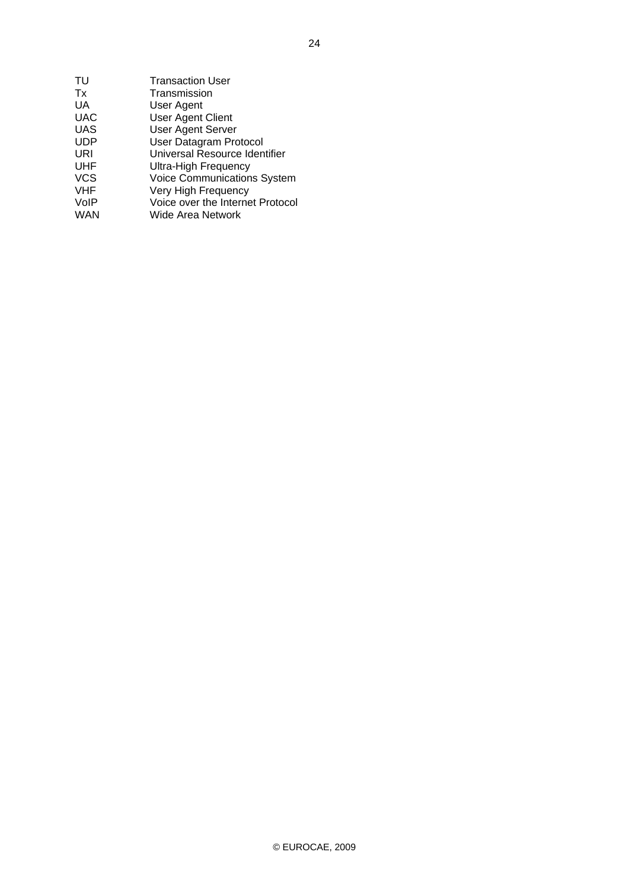| | |
|---|---|
| TU | Transaction User |
| Tx | Transmission |
| UA | User Agent |
| UAC | User Agent Client |
| UAS | User Agent Server |
| UDP | User Datagram Protocol |
| URI | Universal Resource Identifier |
| UHF | Ultra-High Frequency |
| VCS | Voice Communications System |
| VHF | Very High Frequency |
| VoIP | Voice over the Internet Protocol |
| WAN | Wide Area Network |

© EUROCAE, 2009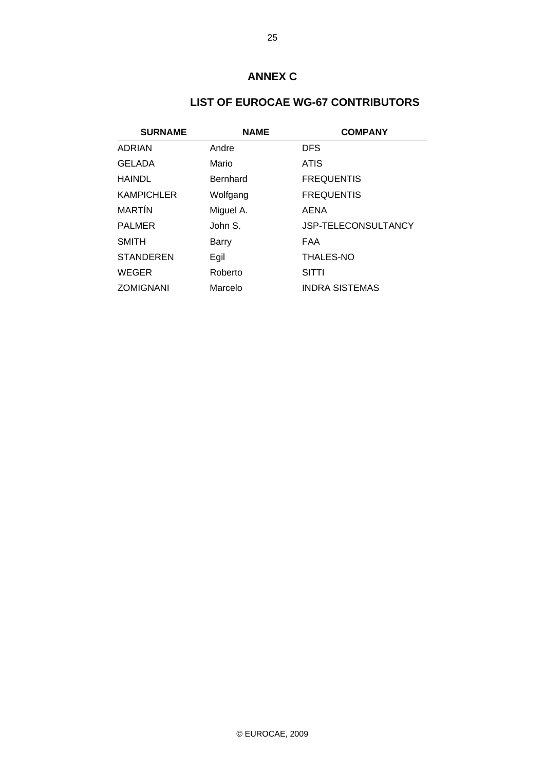# ANNEX C

## LIST OF EUROCAE WG-67 CONTRIBUTORS

| SURNAME | NAME | COMPANY |
|---|---|---|
| ADRIAN | Andre | DFS |
| GELADA | Mario | ATIS |
| HAINDL | Bernhard | FREQUENTIS |
| KAMPICHLER | Wolfgang | FREQUENTIS |
| MARTÍN | Miguel A. | AENA |
| PALMER | John S. | JSP-TELECONSULTANCY |
| SMITH | Barry | FAA |
| STANDEREN | Egil | THALES-NO |
| WEGER | Roberto | SITTI |
| ZOMIGNANI | Marcelo | INDRA SISTEMAS |